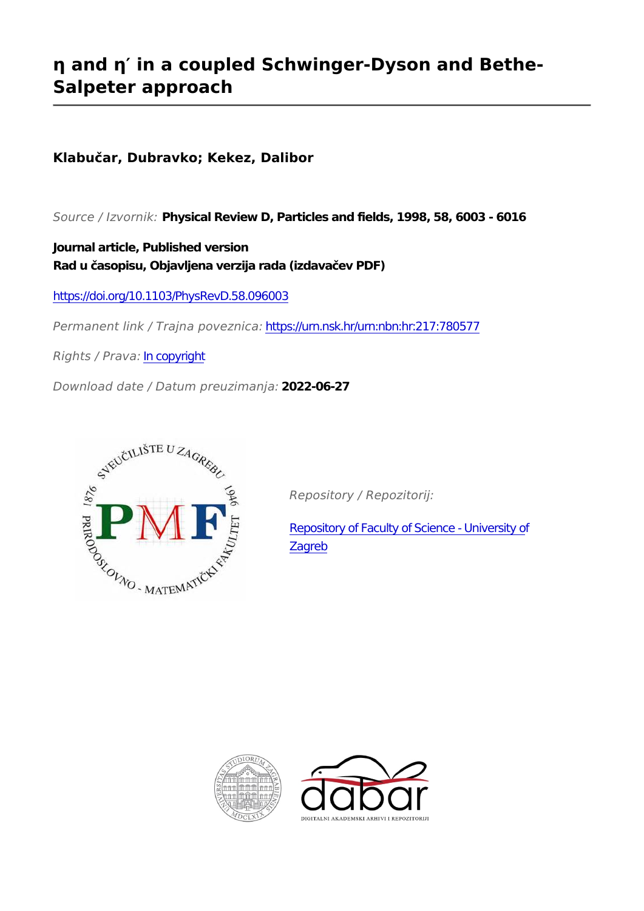# $\eta$ and $\eta'$ in a coupled Schwinger-Dyson and Bethe-Salpeter approach

**Klabučar, Dubravko; Kekez, Dalibor**

*Source / Izvornik:* **Physical Review D, Particles and fields, 1998, 58, 6003 - 6016**

**Journal article, Published version**
**Rad u časopisu, Objavljena verzija rada (izdavačev PDF)**

https://doi.org/10.1103/PhysRevD.58.096003

*Permanent link / Trajna poveznica:* https://urn.nsk.hr/urn:nbn:hr:217:780577

*Rights / Prava:* In copyright

*Download date / Datum preuzimanja:* **2022-06-27**

*Repository / Repozitorij:*

Repository of Faculty of Science - University of Zagreb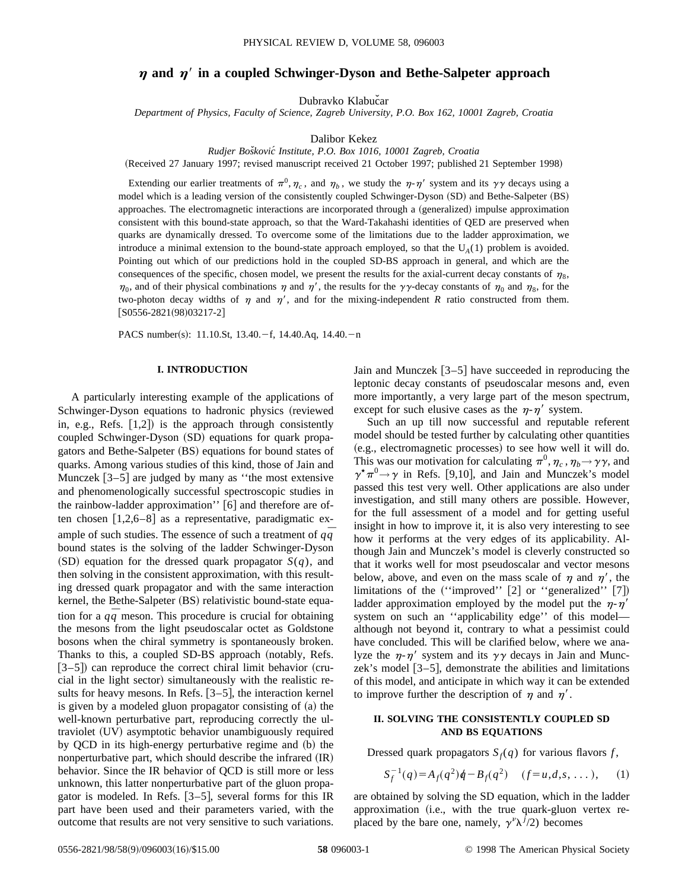# $\eta$ and $\eta'$ in a coupled Schwinger-Dyson and Bethe-Salpeter approach

Dubravko Klabučar

*Department of Physics, Faculty of Science, Zagreb University, P.O. Box 162, 10001 Zagreb, Croatia*

Dalibor Kekez

*Rudjer Bošković Institute, P.O. Box 1016, 10001 Zagreb, Croatia*

(Received 27 January 1997; revised manuscript received 21 October 1997; published 21 September 1998)

Extending our earlier treatments of $\pi^0, \eta_c$, and $\eta_b$, we study the $\eta$-$\eta'$ system and its $\gamma\gamma$ decays using a model which is a leading version of the consistently coupled Schwinger-Dyson (SD) and Bethe-Salpeter (BS) approaches. The electromagnetic interactions are incorporated through a (generalized) impulse approximation consistent with this bound-state approach, so that the Ward-Takahashi identities of QED are preserved when quarks are dynamically dressed. To overcome some of the limitations due to the ladder approximation, we introduce a minimal extension to the bound-state approach employed, so that the $U_A(1)$ problem is avoided. Pointing out which of our predictions hold in the coupled SD-BS approach in general, and which are the consequences of the specific, chosen model, we present the results for the axial-current decay constants of $\eta_8$, $\eta_0$, and of their physical combinations $\eta$ and $\eta'$, the results for the $\gamma\gamma$-decay constants of $\eta_0$ and $\eta_8$, for the two-photon decay widths of $\eta$ and $\eta'$, and for the mixing-independent $R$ ratio constructed from them. [S0556-2821(98)03217-2]

PACS number(s): 11.10.St, 13.40.−f, 14.40.Aq, 14.40.−n

## I. INTRODUCTION

A particularly interesting example of the applications of Schwinger-Dyson equations to hadronic physics (reviewed in, e.g., Refs. [1,2]) is the approach through consistently coupled Schwinger-Dyson (SD) equations for quark propagators and Bethe-Salpeter (BS) equations for bound states of quarks. Among various studies of this kind, those of Jain and Munczek [3–5] are judged by many as "the most extensive and phenomenologically successful spectroscopic studies in the rainbow-ladder approximation" [6] and therefore are often chosen [1,2,6–8] as a representative, paradigmatic example of such studies. The essence of such a treatment of $q\bar{q}$ bound states is the solving of the ladder Schwinger-Dyson (SD) equation for the dressed quark propagator $S(q)$, and then solving in the consistent approximation, with this resulting dressed quark propagator and with the same interaction kernel, the Bethe-Salpeter (BS) relativistic bound-state equation for a $q\bar{q}$ meson. This procedure is crucial for obtaining the mesons from the light pseudoscalar octet as Goldstone bosons when the chiral symmetry is spontaneously broken. Thanks to this, a coupled SD-BS approach (notably, Refs. [3–5]) can reproduce the correct chiral limit behavior (crucial in the light sector) simultaneously with the realistic results for heavy mesons. In Refs. [3–5], the interaction kernel is given by a modeled gluon propagator consisting of (a) the well-known perturbative part, reproducing correctly the ultraviolet (UV) asymptotic behavior unambiguously required by QCD in its high-energy perturbative regime and (b) the nonperturbative part, which should describe the infrared (IR) behavior. Since the IR behavior of QCD is still more or less unknown, this latter nonperturbative part of the gluon propagator is modeled. In Refs. [3–5], several forms for this IR part have been used and their parameters varied, with the outcome that results are not very sensitive to such variations. Jain and Munczek [3–5] have succeeded in reproducing the leptonic decay constants of pseudoscalar mesons and, even more importantly, a very large part of the meson spectrum, except for such elusive cases as the $\eta$-$\eta'$ system.

Such an up till now successful and reputable referent model should be tested further by calculating other quantities (e.g., electromagnetic processes) to see how well it will do. This was our motivation for calculating $\pi^0, \eta_c, \eta_b \to \gamma\gamma$, and $\gamma^\star \pi^0 \to \gamma$ in Refs. [9,10], and Jain and Munczek's model passed this test very well. Other applications are also under investigation, and still many others are possible. However, for the full assessment of a model and for getting useful insight in how to improve it, it is also very interesting to see how it performs at the very edges of its applicability. Although Jain and Munczek's model is cleverly constructed so that it works well for most pseudoscalar and vector mesons below, above, and even on the mass scale of $\eta$ and $\eta'$, the limitations of the ("improved" [2] or "generalized" [7]) ladder approximation employed by the model put the $\eta$-$\eta'$ system on such an "applicability edge" of this model—although not beyond it, contrary to what a pessimist could have concluded. This will be clarified below, where we analyze the $\eta$-$\eta'$ system and its $\gamma\gamma$ decays in Jain and Munczek's model [3–5], demonstrate the abilities and limitations of this model, and anticipate in which way it can be extended to improve further the description of $\eta$ and $\eta'$.

## II. SOLVING THE CONSISTENTLY COUPLED SD AND BS EQUATIONS

Dressed quark propagators $S_f(q)$ for various flavors $f$,

$$S_f^{-1}(q) = A_f(q^2)\not{q} - B_f(q^2) \quad (f = u, d, s, \ldots), \tag{1}$$

are obtained by solving the SD equation, which in the ladder approximation (i.e., with the true quark-gluon vertex replaced by the bare one, namely, $\gamma^\nu \lambda^j/2$) becomes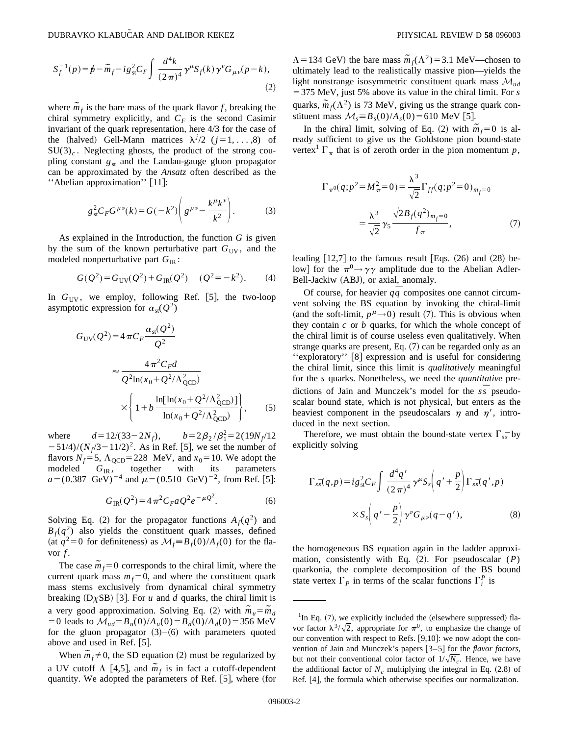$$S_f^{-1}(p) = \not{p} - \widetilde{m}_f - i g_{\rm st}^2 C_F \int \frac{d^4k}{(2\pi)^4} \gamma^\mu S_f(k) \gamma^\nu G_{\mu\nu}(p-k), \tag{2}$$

where $\widetilde{m}_f$ is the bare mass of the quark flavor $f$, breaking the chiral symmetry explicitly, and $C_F$ is the second Casimir invariant of the quark representation, here 4/3 for the case of the (halved) Gell-Mann matrices $\lambda^j/2$ ($j=1,\ldots,8$) of $SU(3)_c$. Neglecting ghosts, the product of the strong coupling constant $g_{\rm st}$ and the Landau-gauge gluon propagator can be approximated by the *Ansatz* often described as the "Abelian approximation" [11]:

$$g_{\rm st}^2 C_F G^{\mu\nu}(k) = G(-k^2)\left(g^{\mu\nu} - \frac{k^\mu k^\nu}{k^2}\right). \tag{3}$$

As explained in the Introduction, the function $G$ is given by the sum of the known perturbative part $G_{\rm UV}$, and the modeled nonperturbative part $G_{\rm IR}$:

$$G(Q^2) = G_{\rm UV}(Q^2) + G_{\rm IR}(Q^2) \quad (Q^2 = -k^2). \tag{4}$$

In $G_{\rm UV}$, we employ, following Ref. [5], the two-loop asymptotic expression for $\alpha_{\rm st}(Q^2)$

$$G_{\rm UV}(Q^2) = 4\pi C_F \frac{\alpha_{\rm st}(Q^2)}{Q^2} \approx \frac{4\pi^2 C_F d}{Q^2 \ln(x_0 + Q^2/\Lambda_{\rm QCD}^2)} \times \left\{ 1 + b\, \frac{\ln[\ln(x_0 + Q^2/\Lambda_{\rm QCD}^2)]}{\ln(x_0 + Q^2/\Lambda_{\rm QCD}^2)} \right\}, \tag{5}$$

where $d = 12/(33 - 2N_f)$, $b = 2\beta_2/\beta_1^2 = 2(19N_f/12 - 51/4)/(N_f/3 - 11/2)^2$. As in Ref. [5], we set the number of flavors $N_f = 5$, $\Lambda_{\rm QCD} = 228$ MeV, and $x_0 = 10$. We adopt the modeled $G_{\rm IR}$, together with its parameters $a = (0.387 \text{ GeV})^{-4}$ and $\mu = (0.510 \text{ GeV})^{-2}$, from Ref. [5]:

$$G_{\rm IR}(Q^2) = 4\pi^2 C_F a Q^2 e^{-\mu Q^2}. \tag{6}$$

Solving Eq. (2) for the propagator functions $A_f(q^2)$ and $B_f(q^2)$ also yields the constituent quark masses, defined (at $q^2=0$ for definiteness) as $\mathcal{M}_f \equiv B_f(0)/A_f(0)$ for the flavor $f$.

The case $\widetilde{m}_f = 0$ corresponds to the chiral limit, where the current quark mass $m_f = 0$, and where the constituent quark mass stems exclusively from dynamical chiral symmetry breaking (D$\chi$SB) [3]. For $u$ and $d$ quarks, the chiral limit is a very good approximation. Solving Eq. (2) with $\widetilde{m}_u = \widetilde{m}_d = 0$ leads to $\mathcal{M}_{ud} = B_u(0)/A_u(0) = B_d(0)/A_d(0) = 356$ MeV for the gluon propagator (3)–(6) with parameters quoted above and used in Ref. [5].

When $\widetilde{m}_f \neq 0$, the SD equation (2) must be regularized by a UV cutoff $\Lambda$ [4,5], and $\widetilde{m}_f$ is in fact a cutoff-dependent quantity. We adopted the parameters of Ref. [5], where (for $\Lambda = 134$ GeV) the bare mass $\widetilde{m}_f(\Lambda^2) = 3.1$ MeV—chosen to ultimately lead to the realistically massive pion—yields the light nonstrange isosymmetric constituent quark mass $\mathcal{M}_{ud} = 375$ MeV, just 5% above its value in the chiral limit. For $s$ quarks, $\widetilde{m}_f(\Lambda^2)$ is 73 MeV, giving us the strange quark constituent mass $\mathcal{M}_s \equiv B_s(0)/A_s(0) = 610$ MeV [5].

In the chiral limit, solving of Eq. (2) with $\widetilde{m}_f = 0$ is already sufficient to give us the Goldstone pion bound-state vertex[1] $\Gamma_\pi$ that is of zeroth order in the pion momentum $p$,

$$\Gamma_{\pi^0}(q;p^2 = M_\pi^2 = 0) = \frac{\lambda^3}{\sqrt{2}} \Gamma_{f\bar{f}}(q;p^2=0)_{m_f=0} = \frac{\lambda^3}{\sqrt{2}} \gamma_5 \frac{\sqrt{2} B_f(q^2)_{m_f=0}}{f_\pi}, \tag{7}$$

leading [12,7] to the famous result [Eqs. (26) and (28) below] for the $\pi^0 \to \gamma\gamma$ amplitude due to the Abelian Adler-Bell-Jackiw (ABJ), or axial, anomaly.

Of course, for heavier $q\bar{q}$ composites one cannot circumvent solving the BS equation by invoking the chiral-limit (and the soft-limit, $p^\mu \to 0$) result (7). This is obvious when they contain $c$ or $b$ quarks, for which the whole concept of the chiral limit is of course useless even qualitatively. When strange quarks are present, Eq. (7) can be regarded only as an "exploratory" [8] expression and is useful for considering the chiral limit, since this limit is *qualitatively* meaningful for the $s$ quarks. Nonetheless, we need the *quantitative* predictions of Jain and Munczek's model for the $s\bar{s}$ pseudoscalar bound state, which is not physical, but enters as the heaviest component in the pseudoscalars $\eta$ and $\eta'$, introduced in the next section.

Therefore, we must obtain the bound-state vertex $\Gamma_{s\bar{s}}$ by explicitly solving

$$\Gamma_{s\bar{s}}(q,p) = i g_{\rm st}^2 C_F \int \frac{d^4q'}{(2\pi)^4} \gamma^\mu S_s\left(q' + \frac{p}{2}\right) \Gamma_{s\bar{s}}(q',p) \times S_s\left(q' - \frac{p}{2}\right) \gamma^\nu G_{\mu\nu}(q-q'), \tag{8}$$

the homogeneous BS equation again in the ladder approximation, consistently with Eq. (2). For pseudoscalar ($P$) quarkonia, the complete decomposition of the BS bound state vertex $\Gamma_P$ in terms of the scalar functions $\Gamma_i^P$ is

---

[1] In Eq. (7), we explicitly included the (elsewhere suppressed) flavor factor $\lambda^3/\sqrt{2}$, appropriate for $\pi^0$, to emphasize the change of our convention with respect to Refs. [9,10]: we now adopt the convention of Jain and Munczek's papers [3–5] for the *flavor factors*, but not their conventional color factor of $1/\sqrt{N_c}$. Hence, we have the additional factor of $N_c$ multiplying the integral in Eq. (2.8) of Ref. [4], the formula which otherwise specifies our normalization.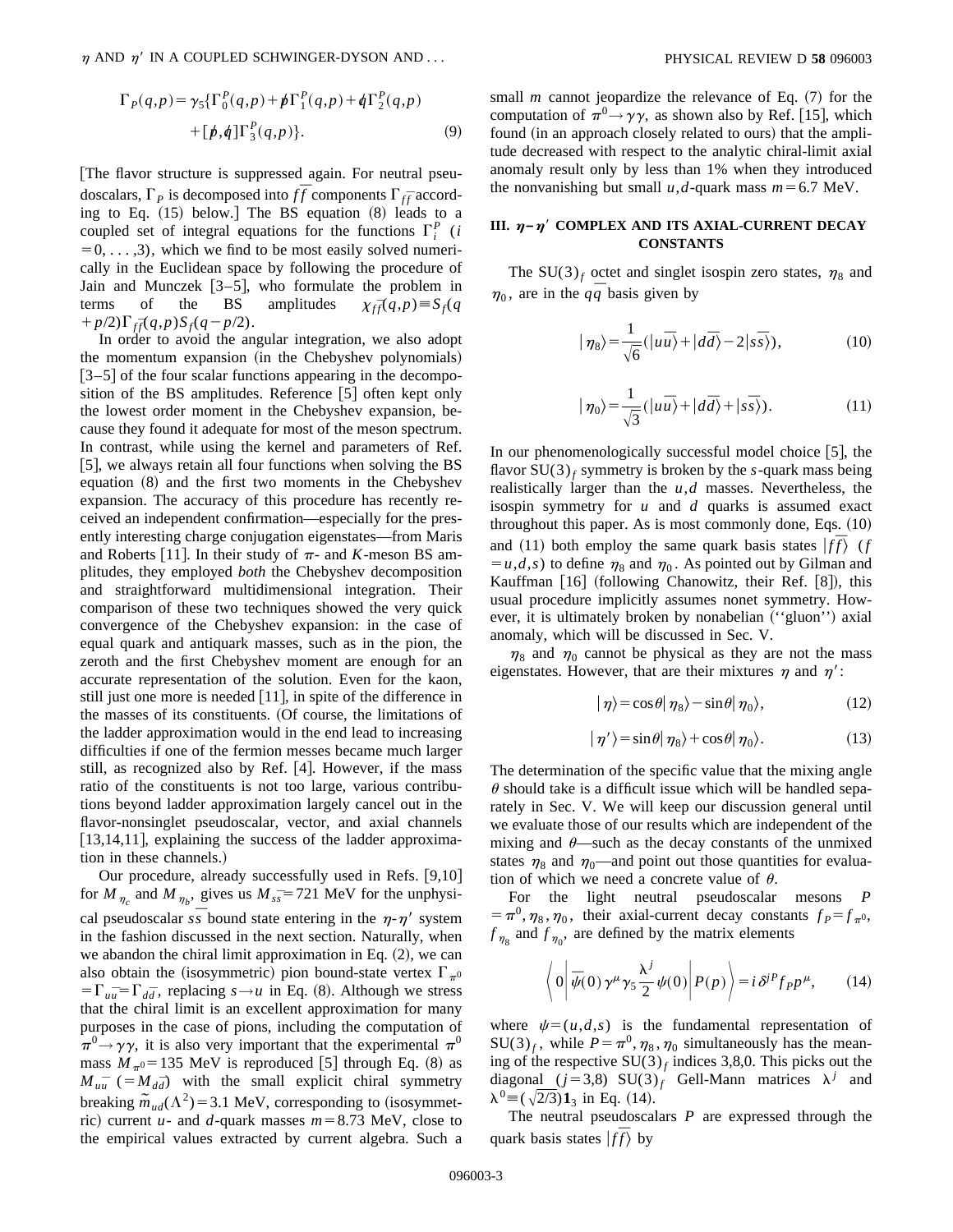$$\Gamma_P(q,p) = \gamma_5\{\Gamma_0^P(q,p) + \not{p}\Gamma_1^P(q,p) + \not{q}\Gamma_2^P(q,p) + [\not{p},\not{q}]\Gamma_3^P(q,p)\}. \tag{9}$$

[The flavor structure is suppressed again. For neutral pseudoscalars, $\Gamma_P$ is decomposed into $f\bar{f}$ components $\Gamma_{f\bar{f}}$ according to Eq. (15) below.] The BS equation (8) leads to a coupled set of integral equations for the functions $\Gamma_i^P$ ($i=0,\ldots,3$), which we find to be most easily solved numerically in the Euclidean space by following the procedure of Jain and Munczek [3–5], who formulate the problem in terms of the BS amplitudes $\chi_{f\bar{f}}(q,p) \equiv S_f(q+p/2)\Gamma_{f\bar{f}}(q,p)S_f(q-p/2)$.

In order to avoid the angular integration, we also adopt the momentum expansion (in the Chebyshev polynomials) [3–5] of the four scalar functions appearing in the decomposition of the BS amplitudes. Reference [5] often kept only the lowest order moment in the Chebyshev expansion, because they found it adequate for most of the meson spectrum. In contrast, while using the kernel and parameters of Ref. [5], we always retain all four functions when solving the BS equation (8) and the first two moments in the Chebyshev expansion. The accuracy of this procedure has recently received an independent confirmation—especially for the presently interesting charge conjugation eigenstates—from Maris and Roberts [11]. In their study of $\pi$- and $K$-meson BS amplitudes, they employed *both* the Chebyshev decomposition and straightforward multidimensional integration. Their comparison of these two techniques showed the very quick convergence of the Chebyshev expansion: in the case of equal quark and antiquark masses, such as in the pion, the zeroth and the first Chebyshev moment are enough for an accurate representation of the solution. Even for the kaon, still just one more is needed [11], in spite of the difference in the masses of its constituents. (Of course, the limitations of the ladder approximation would in the end lead to increasing difficulties if one of the fermion messes became much larger still, as recognized also by Ref. [4]. However, if the mass ratio of the constituents is not too large, various contributions beyond ladder approximation largely cancel out in the flavor-nonsinglet pseudoscalar, vector, and axial channels [13,14,11], explaining the success of the ladder approximation in these channels.)

Our procedure, already successfully used in Refs. [9,10] for $M_{\eta_c}$ and $M_{\eta_b}$, gives us $M_{s\bar{s}}=721$ MeV for the unphysical pseudoscalar $s\bar{s}$ bound state entering in the $\eta$-$\eta'$ system in the fashion discussed in the next section. Naturally, when we abandon the chiral limit approximation in Eq. (2), we can also obtain the (isosymmetric) pion bound-state vertex $\Gamma_{\pi^0}=\Gamma_{u\bar{u}}=\Gamma_{d\bar{d}}$, replacing $s\to u$ in Eq. (8). Although we stress that the chiral limit is an excellent approximation for many purposes in the case of pions, including the computation of $\pi^0\to\gamma\gamma$, it is also very important that the experimental $\pi^0$ mass $M_{\pi^0}=135$ MeV is reproduced [5] through Eq. (8) as $M_{u\bar{u}}$ ($=M_{d\bar{d}}$) with the small explicit chiral symmetry breaking $\tilde{m}_{ud}(\Lambda^2)=3.1$ MeV, corresponding to (isosymmetric) current $u$- and $d$-quark masses $m=8.73$ MeV, close to the empirical values extracted by current algebra. Such a small $m$ cannot jeopardize the relevance of Eq. (7) for the computation of $\pi^0\to\gamma\gamma$, as shown also by Ref. [15], which found (in an approach closely related to ours) that the amplitude decreased with respect to the analytic chiral-limit axial anomaly result only by less than 1% when they introduced the nonvanishing but small $u,d$-quark mass $m=6.7$ MeV.

## III. $\eta$–$\eta'$ COMPLEX AND ITS AXIAL-CURRENT DECAY CONSTANTS

The $SU(3)_f$ octet and singlet isospin zero states, $\eta_8$ and $\eta_0$, are in the $q\bar{q}$ basis given by

$$|\eta_8\rangle = \frac{1}{\sqrt{6}}(|u\bar{u}\rangle + |d\bar{d}\rangle - 2|s\bar{s}\rangle), \tag{10}$$

$$|\eta_0\rangle = \frac{1}{\sqrt{3}}(|u\bar{u}\rangle + |d\bar{d}\rangle + |s\bar{s}\rangle). \tag{11}$$

In our phenomenologically successful model choice [5], the flavor $SU(3)_f$ symmetry is broken by the $s$-quark mass being realistically larger than the $u,d$ masses. Nevertheless, the isospin symmetry for $u$ and $d$ quarks is assumed exact throughout this paper. As is most commonly done, Eqs. (10) and (11) both employ the same quark basis states $|f\bar{f}\rangle$ ($f=u,d,s$) to define $\eta_8$ and $\eta_0$. As pointed out by Gilman and Kauffman [16] (following Chanowitz, their Ref. [8]), this usual procedure implicitly assumes nonet symmetry. However, it is ultimately broken by nonabelian ("gluon") axial anomaly, which will be discussed in Sec. V.

$\eta_8$ and $\eta_0$ cannot be physical as they are not the mass eigenstates. However, that are their mixtures $\eta$ and $\eta'$:

$$|\eta\rangle = \cos\theta|\eta_8\rangle - \sin\theta|\eta_0\rangle, \tag{12}$$

$$|\eta'\rangle = \sin\theta|\eta_8\rangle + \cos\theta|\eta_0\rangle. \tag{13}$$

The determination of the specific value that the mixing angle $\theta$ should take is a difficult issue which will be handled separately in Sec. V. We will keep our discussion general until we evaluate those of our results which are independent of the mixing and $\theta$—such as the decay constants of the unmixed states $\eta_8$ and $\eta_0$—and point out those quantities for evaluation of which we need a concrete value of $\theta$.

For the light neutral pseudoscalar mesons $P=\pi^0,\eta_8,\eta_0$, their axial-current decay constants $f_P=f_{\pi^0}$, $f_{\eta_8}$ and $f_{\eta_0}$, are defined by the matrix elements

$$\left\langle 0\left|\bar{\psi}(0)\gamma^\mu\gamma_5\frac{\lambda^j}{2}\psi(0)\right|P(p)\right\rangle = i\delta^{jP}f_P p^\mu, \tag{14}$$

where $\psi=(u,d,s)$ is the fundamental representation of $SU(3)_f$, while $P=\pi^0,\eta_8,\eta_0$ simultaneously has the meaning of the respective $SU(3)_f$ indices 3,8,0. This picks out the diagonal ($j=3,8$) $SU(3)_f$ Gell-Mann matrices $\lambda^j$ and $\lambda^0\equiv(\sqrt{2/3})\mathbf{1}_3$ in Eq. (14).

The neutral pseudoscalars $P$ are expressed through the quark basis states $|f\bar{f}\rangle$ by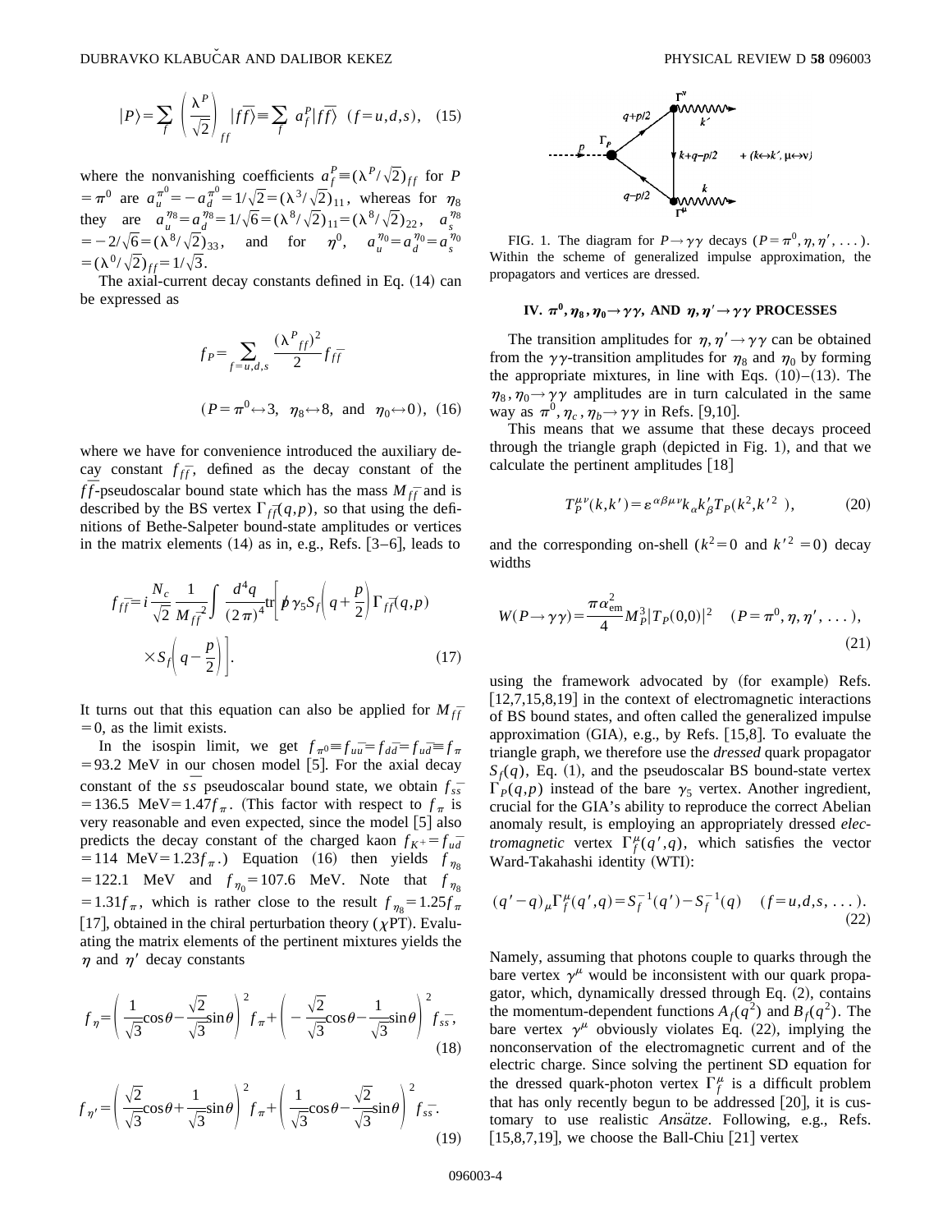$$|P\rangle = \sum_f \left(\frac{\lambda^P}{\sqrt{2}}\right)_{ff} |f\bar{f}\rangle \equiv \sum_f a_f^P |f\bar{f}\rangle \quad (f=u,d,s), \quad (15)$$

where the nonvanishing coefficients $a_f^P \equiv (\lambda^P/\sqrt{2})_{ff}$ for $P = \pi^0$ are $a_u^{\pi^0} = -a_d^{\pi^0} = 1/\sqrt{2} = (\lambda^3/\sqrt{2})_{11}$, whereas for $\eta_8$ they are $a_u^{\eta_8} = a_d^{\eta_8} = 1/\sqrt{6} = (\lambda^8/\sqrt{2})_{11} = (\lambda^8/\sqrt{2})_{22}$, $a_s^{\eta_8} = -2/\sqrt{6} = (\lambda^8/\sqrt{2})_{33}$, and for $\eta^0$, $a_u^{\eta_0} = a_d^{\eta_0} = a_s^{\eta_0} = (\lambda^0/\sqrt{2})_{ff} = 1/\sqrt{3}$.

The axial-current decay constants defined in Eq. (14) can be expressed as

$$f_P = \sum_{f=u,d,s} \frac{(\lambda^P{}_{ff})^2}{2} f_{f\bar{f}}$$

$$(P = \pi^0 \leftrightarrow 3, \quad \eta_8 \leftrightarrow 8, \text{ and } \eta_0 \leftrightarrow 0), \quad (16)$$

where we have for convenience introduced the auxiliary decay constant $f_{f\bar{f}}$, defined as the decay constant of the $f\bar{f}$-pseudoscalar bound state which has the mass $M_{f\bar{f}}$ and is described by the BS vertex $\Gamma_{f\bar{f}}(q,p)$, so that using the definitions of Bethe-Salpeter bound-state amplitudes or vertices in the matrix elements (14) as in, e.g., Refs. [3–6], leads to

$$f_{f\bar{f}} = i \frac{N_c}{\sqrt{2}} \frac{1}{M_{f\bar{f}}^2} \int \frac{d^4q}{(2\pi)^4} \mathrm{tr}\left[ \not{p} \gamma_5 S_f\left(q + \frac{p}{2}\right) \Gamma_{f\bar{f}}(q,p) \times S_f\left(q - \frac{p}{2}\right) \right]. \quad (17)$$

It turns out that this equation can also be applied for $M_{f\bar{f}} = 0$, as the limit exists.

In the isospin limit, we get $f_{\pi^0} \equiv f_{u\bar{u}} = f_{d\bar{d}} = f_{u\bar{d}} \equiv f_\pi = 93.2$ MeV in our chosen model [5]. For the axial decay constant of the $s\bar{s}$ pseudoscalar bound state, we obtain $f_{s\bar{s}} = 136.5$ MeV$= 1.47 f_\pi$. (This factor with respect to $f_\pi$ is very reasonable and even expected, since the model [5] also predicts the decay constant of the charged kaon $f_{K^+} = f_{u\bar{d}} = 114$ MeV$= 1.23 f_\pi$.) Equation (16) then yields $f_{\eta_8} = 122.1$ MeV and $f_{\eta_0} = 107.6$ MeV. Note that $f_{\eta_8} = 1.31 f_\pi$, which is rather close to the result $f_{\eta_8} = 1.25 f_\pi$ [17], obtained in the chiral perturbation theory ($\chi$PT). Evaluating the matrix elements of the pertinent mixtures yields the $\eta$ and $\eta'$ decay constants

$$f_\eta = \left( \frac{1}{\sqrt{3}}\cos\theta - \frac{\sqrt{2}}{\sqrt{3}}\sin\theta \right)^2 f_\pi + \left( -\frac{\sqrt{2}}{\sqrt{3}}\cos\theta - \frac{1}{\sqrt{3}}\sin\theta \right)^2 f_{s\bar{s}}, \quad (18)$$

$$f_{\eta'} = \left( \frac{\sqrt{2}}{\sqrt{3}}\cos\theta + \frac{1}{\sqrt{3}}\sin\theta \right)^2 f_\pi + \left( \frac{1}{\sqrt{3}}\cos\theta - \frac{\sqrt{2}}{\sqrt{3}}\sin\theta \right)^2 f_{s\bar{s}}. \quad (19)$$

FIG. 1. The diagram for $P \to \gamma\gamma$ decays ($P = \pi^0, \eta, \eta', \ldots$). Within the scheme of generalized impulse approximation, the propagators and vertices are dressed.

## IV. $\pi^0, \eta_8, \eta_0 \to \gamma\gamma$, AND $\eta, \eta' \to \gamma\gamma$ PROCESSES

The transition amplitudes for $\eta, \eta' \to \gamma\gamma$ can be obtained from the $\gamma\gamma$-transition amplitudes for $\eta_8$ and $\eta_0$ by forming the appropriate mixtures, in line with Eqs. (10)–(13). The $\eta_8, \eta_0 \to \gamma\gamma$ amplitudes are in turn calculated in the same way as $\pi^0, \eta_c, \eta_b \to \gamma\gamma$ in Refs. [9,10].

This means that we assume that these decays proceed through the triangle graph (depicted in Fig. 1), and that we calculate the pertinent amplitudes [18]

$$T_P^{\mu\nu}(k,k') = \varepsilon^{\alpha\beta\mu\nu} k_\alpha k'_\beta T_P(k^2, k'^2), \quad (20)$$

and the corresponding on-shell ($k^2 = 0$ and $k'^2 = 0$) decay widths

$$W(P \to \gamma\gamma) = \frac{\pi \alpha_{\mathrm{em}}^2}{4} M_P^3 |T_P(0,0)|^2 \quad (P = \pi^0, \eta, \eta', \ldots), \quad (21)$$

using the framework advocated by (for example) Refs. [12,7,15,8,19] in the context of electromagnetic interactions of BS bound states, and often called the generalized impulse approximation (GIA), e.g., by Refs. [15,8]. To evaluate the triangle graph, we therefore use the *dressed* quark propagator $S_f(q)$, Eq. (1), and the pseudoscalar BS bound-state vertex $\Gamma_P(q,p)$ instead of the bare $\gamma_5$ vertex. Another ingredient, crucial for the GIA's ability to reproduce the correct Abelian anomaly result, is employing an appropriately dressed *electromagnetic* vertex $\Gamma_f^\mu(q',q)$, which satisfies the vector Ward-Takahashi identity (WTI):

$$(q' - q)_\mu \Gamma_f^\mu(q',q) = S_f^{-1}(q') - S_f^{-1}(q) \quad (f = u,d,s, \ldots). \quad (22)$$

Namely, assuming that photons couple to quarks through the bare vertex $\gamma^\mu$ would be inconsistent with our quark propagator, which, dynamically dressed through Eq. (2), contains the momentum-dependent functions $A_f(q^2)$ and $B_f(q^2)$. The bare vertex $\gamma^\mu$ obviously violates Eq. (22), implying the nonconservation of the electromagnetic current and of the electric charge. Since solving the pertinent SD equation for the dressed quark-photon vertex $\Gamma_f^\mu$ is a difficult problem that has only recently begun to be addressed [20], it is customary to use realistic *Ansätze*. Following, e.g., Refs. [15,8,7,19], we choose the Ball-Chiu [21] vertex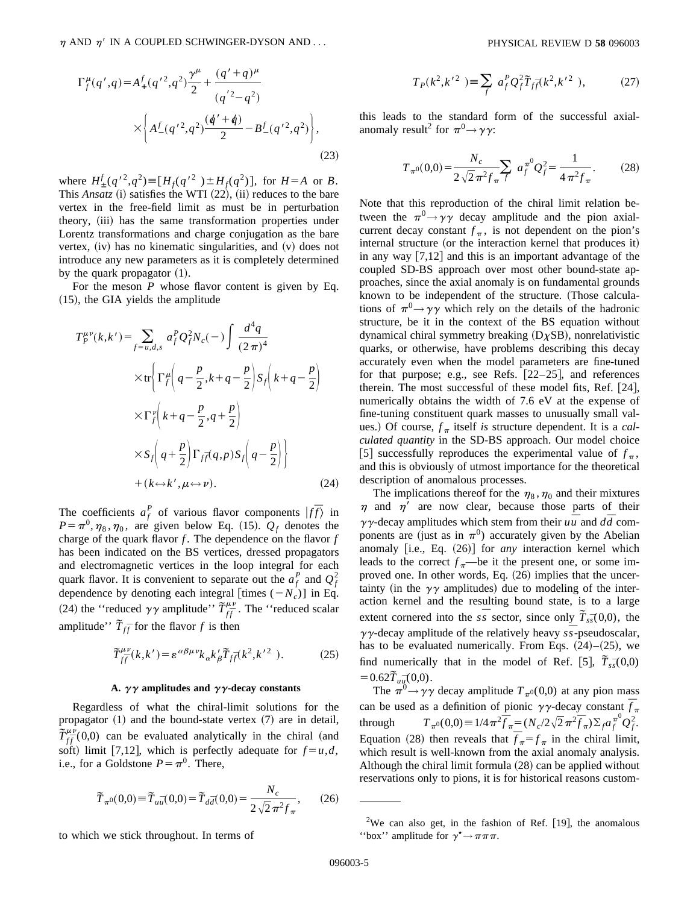$$\Gamma_f^\mu(q',q) = A_+^f(q'^2,q^2)\frac{\gamma^\mu}{2} + \frac{(q'+q)^\mu}{(q'^2-q^2)} \times \left\{ A_-^f(q'^2,q^2)\frac{(\not{q}'+\not{q})}{2} - B_-^f(q'^2,q^2) \right\}, \tag{23}$$

where $H_\pm^f(q'^2,q^2) \equiv [H_f(q'^2) \pm H_f(q^2)]$, for $H=A$ or $B$. This *Ansatz* (i) satisfies the WTI (22), (ii) reduces to the bare vertex in the free-field limit as must be in perturbation theory, (iii) has the same transformation properties under Lorentz transformations and charge conjugation as the bare vertex, (iv) has no kinematic singularities, and (v) does not introduce any new parameters as it is completely determined by the quark propagator (1).

For the meson $P$ whose flavor content is given by Eq. (15), the GIA yields the amplitude

$$\begin{aligned} T_P^{\mu\nu}(k,k') = \sum_{f=u,d,s} a_f^P Q_f^2 N_c (-) \int \frac{d^4 q}{(2\pi)^4} \\ \times \mathrm{tr}\left\{ \Gamma_f^\mu\left(q-\frac{p}{2}, k+q-\frac{p}{2}\right) S_f\left(k+q-\frac{p}{2}\right) \right. \\ \times \Gamma_f^\nu\left(k+q-\frac{p}{2}, q+\frac{p}{2}\right) \\ \left. \times S_f\left(q+\frac{p}{2}\right) \Gamma_{f\bar{f}}(q,p) S_f\left(q-\frac{p}{2}\right) \right\} \\ + (k \leftrightarrow k', \mu \leftrightarrow \nu). \end{aligned} \tag{24}$$

The coefficients $a_f^P$ of various flavor components $|f\bar{f}\rangle$ in $P=\pi^0,\eta_8,\eta_0$, are given below Eq. (15). $Q_f$ denotes the charge of the quark flavor $f$. The dependence on the flavor $f$ has been indicated on the BS vertices, dressed propagators and electromagnetic vertices in the loop integral for each quark flavor. It is convenient to separate out the $a_f^P$ and $Q_f^2$ dependence by denoting each integral [times $(-N_c)$] in Eq. (24) the "reduced $\gamma\gamma$ amplitude" $\widetilde{T}_{f\bar{f}}^{\mu\nu}$. The "reduced scalar amplitude" $\widetilde{T}_{f\bar{f}}$ for the flavor $f$ is then

$$\widetilde{T}_{f\bar{f}}^{\mu\nu}(k,k') = \varepsilon^{\alpha\beta\mu\nu} k_\alpha k'_\beta \widetilde{T}_{f\bar{f}}(k^2,k'^2). \tag{25}$$

### A. $\gamma\gamma$ amplitudes and $\gamma\gamma$-decay constants

Regardless of what the chiral-limit solutions for the propagator (1) and the bound-state vertex (7) are in detail, $\widetilde{T}_{f\bar{f}}^{\mu\nu}(0,0)$ can be evaluated analytically in the chiral (and soft) limit [7,12], which is perfectly adequate for $f=u,d$, i.e., for a Goldstone $P=\pi^0$. There,

$$\widetilde{T}_{\pi^0}(0,0) \equiv \widetilde{T}_{u\bar{u}}(0,0) = \widetilde{T}_{d\bar{d}}(0,0) = \frac{N_c}{2\sqrt{2}\pi^2 f_\pi}, \tag{26}$$

to which we stick throughout. In terms of

$$T_P(k^2,k'^2) \equiv \sum_f a_f^P Q_f^2 \widetilde{T}_{f\bar{f}}(k^2,k'^2), \tag{27}$$

this leads to the standard form of the successful axial-anomaly result[2] for $\pi^0 \to \gamma\gamma$:

$$T_{\pi^0}(0,0) = \frac{N_c}{2\sqrt{2}\pi^2 f_\pi} \sum_f a_f^{\pi^0} Q_f^2 = \frac{1}{4\pi^2 f_\pi}. \tag{28}$$

Note that this reproduction of the chiral limit relation between the $\pi^0 \to \gamma\gamma$ decay amplitude and the pion axial-current decay constant $f_\pi$, is not dependent on the pion's internal structure (or the interaction kernel that produces it) in any way [7,12] and this is an important advantage of the coupled SD-BS approach over most other bound-state approaches, since the axial anomaly is on fundamental grounds known to be independent of the structure. (Those calculations of $\pi^0 \to \gamma\gamma$ which rely on the details of the hadronic structure, be it in the context of the BS equation without dynamical chiral symmetry breaking (D$\chi$SB), nonrelativistic quarks, or otherwise, have problems describing this decay accurately even when the model parameters are fine-tuned for that purpose; e.g., see Refs. [22–25], and references therein. The most successful of these model fits, Ref. [24], numerically obtains the width of 7.6 eV at the expense of fine-tuning constituent quark masses to unusually small values.) Of course, $f_\pi$ itself *is* structure dependent. It is a *calculated quantity* in the SD-BS approach. Our model choice [5] successfully reproduces the experimental value of $f_\pi$, and this is obviously of utmost importance for the theoretical description of anomalous processes.

The implications thereof for the $\eta_8,\eta_0$ and their mixtures $\eta$ and $\eta'$ are now clear, because those parts of their $\gamma\gamma$-decay amplitudes which stem from their $u\bar{u}$ and $d\bar{d}$ components are (just as in $\pi^0$) accurately given by the Abelian anomaly [i.e., Eq. (26)] for *any* interaction kernel which leads to the correct $f_\pi$—be it the present one, or some improved one. In other words, Eq. (26) implies that the uncertainty (in the $\gamma\gamma$ amplitudes) due to modeling of the interaction kernel and the resulting bound state, is to a large extent cornered into the $s\bar{s}$ sector, since only $\widetilde{T}_{s\bar{s}}(0,0)$, the $\gamma\gamma$-decay amplitude of the relatively heavy $s\bar{s}$-pseudoscalar, has to be evaluated numerically. From Eqs. (24)–(25), we find numerically that in the model of Ref. [5], $\widetilde{T}_{s\bar{s}}(0,0) = 0.62\widetilde{T}_{u\bar{u}}(0,0)$.

The $\pi^0 \to \gamma\gamma$ decay amplitude $T_{\pi^0}(0,0)$ at any pion mass can be used as a definition of pionic $\gamma\gamma$-decay constant $\widetilde{f}_\pi$ through $T_{\pi^0}(0,0) \equiv 1/4\pi^2 \widetilde{f}_\pi = (N_c/2\sqrt{2}\pi^2 \widetilde{f}_\pi)\Sigma_f a_f^{\pi^0} Q_f^2$. Equation (28) then reveals that $\widetilde{f}_\pi = f_\pi$ in the chiral limit, which result is well-known from the axial anomaly analysis. Although the chiral limit formula (28) can be applied without reservations only to pions, it is for historical reasons custom-

---

[2] We can also get, in the fashion of Ref. [19], the anomalous "box" amplitude for $\gamma^\star \to \pi\pi\pi$.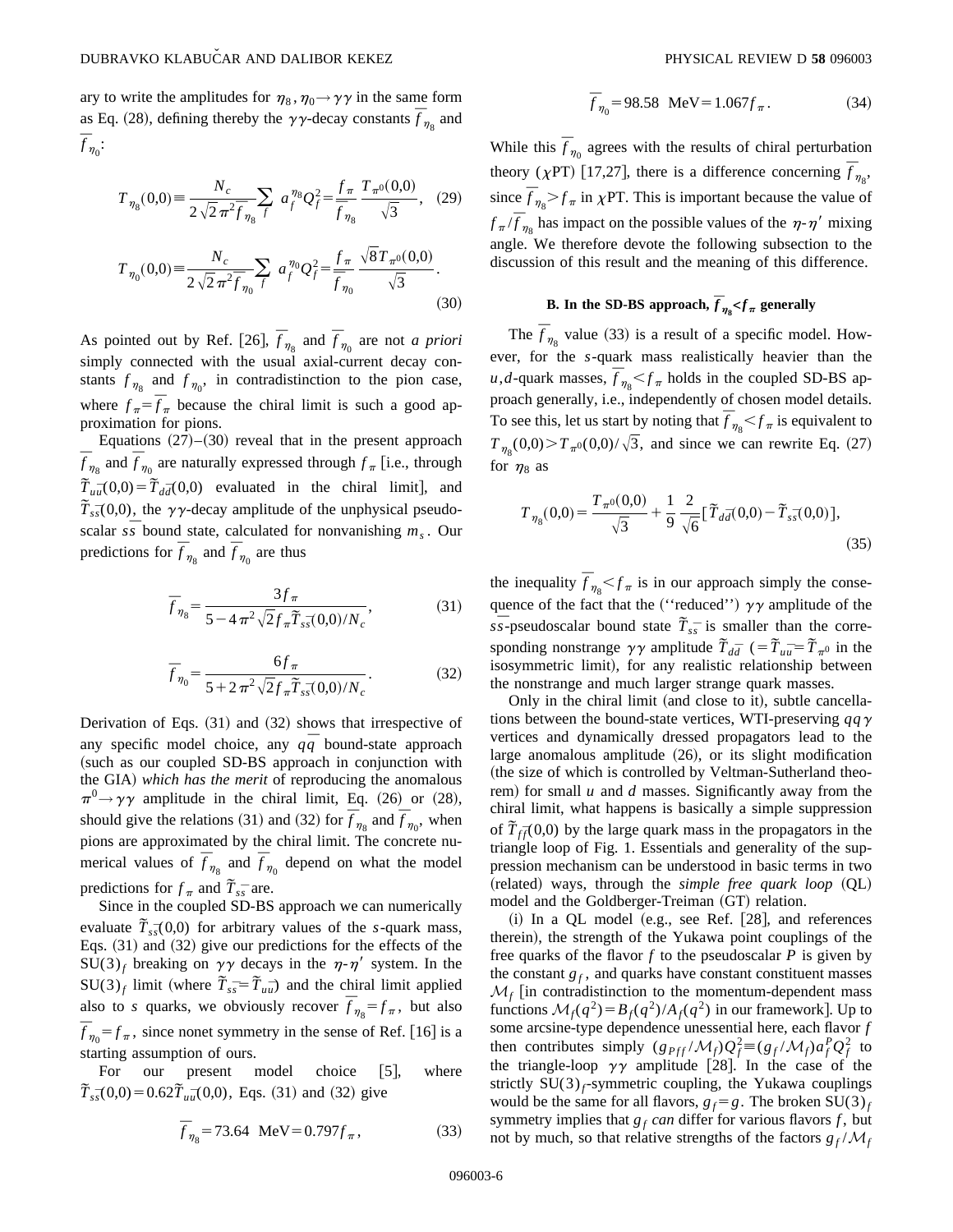ary to write the amplitudes for $\eta_8, \eta_0 \to \gamma\gamma$ in the same form as Eq. (28), defining thereby the $\gamma\gamma$-decay constants $\overline{f}_{\eta_8}$ and $\overline{f}_{\eta_0}$:

$$T_{\eta_8}(0,0) \equiv \frac{N_c}{2\sqrt{2}\pi^2 \overline{f}_{\eta_8}} \sum_f a_f^{\eta_8} Q_f^2 = \frac{f_\pi}{\overline{f}_{\eta_8}} \frac{T_{\pi^0}(0,0)}{\sqrt{3}}, \quad (29)$$

$$T_{\eta_0}(0,0) \equiv \frac{N_c}{2\sqrt{2}\pi^2 \overline{f}_{\eta_0}} \sum_f a_f^{\eta_0} Q_f^2 = \frac{f_\pi}{\overline{f}_{\eta_0}} \frac{\sqrt{8} T_{\pi^0}(0,0)}{\sqrt{3}}. \quad (30)$$

As pointed out by Ref. [26], $\overline{f}_{\eta_8}$ and $\overline{f}_{\eta_0}$ are not *a priori* simply connected with the usual axial-current decay constants $f_{\eta_8}$ and $f_{\eta_0}$, in contradistinction to the pion case, where $f_\pi = \overline{f}_\pi$ because the chiral limit is such a good approximation for pions.

Equations (27)–(30) reveal that in the present approach $\overline{f}_{\eta_8}$ and $\overline{f}_{\eta_0}$ are naturally expressed through $f_\pi$ [i.e., through $\widetilde{T}_{u\bar{u}}(0,0) = \widetilde{T}_{d\bar{d}}(0,0)$ evaluated in the chiral limit], and $\widetilde{T}_{s\bar{s}}(0,0)$, the $\gamma\gamma$-decay amplitude of the unphysical pseudoscalar $s\bar{s}$ bound state, calculated for nonvanishing $m_s$. Our predictions for $\overline{f}_{\eta_8}$ and $\overline{f}_{\eta_0}$ are thus

$$\overline{f}_{\eta_8} = \frac{3 f_\pi}{5 - 4\pi^2 \sqrt{2} f_\pi \widetilde{T}_{s\bar{s}}(0,0)/N_c}, \quad (31)$$

$$\overline{f}_{\eta_0} = \frac{6 f_\pi}{5 + 2\pi^2 \sqrt{2} f_\pi \widetilde{T}_{s\bar{s}}(0,0)/N_c}. \quad (32)$$

Derivation of Eqs. (31) and (32) shows that irrespective of any specific model choice, any $q\bar{q}$ bound-state approach (such as our coupled SD-BS approach in conjunction with the GIA) *which has the merit* of reproducing the anomalous $\pi^0 \to \gamma\gamma$ amplitude in the chiral limit, Eq. (26) or (28), should give the relations (31) and (32) for $\overline{f}_{\eta_8}$ and $\overline{f}_{\eta_0}$, when pions are approximated by the chiral limit. The concrete numerical values of $\overline{f}_{\eta_8}$ and $\overline{f}_{\eta_0}$ depend on what the model predictions for $f_\pi$ and $\widetilde{T}_{s\bar{s}}$ are.

Since in the coupled SD-BS approach we can numerically evaluate $\widetilde{T}_{s\bar{s}}(0,0)$ for arbitrary values of the $s$-quark mass, Eqs. (31) and (32) give our predictions for the effects of the SU(3)$_f$ breaking on $\gamma\gamma$ decays in the $\eta$-$\eta'$ system. In the SU(3)$_f$ limit (where $\widetilde{T}_{s\bar{s}} = \widetilde{T}_{u\bar{u}}$) and the chiral limit applied also to $s$ quarks, we obviously recover $\overline{f}_{\eta_8} = f_\pi$, but also $\overline{f}_{\eta_0} = f_\pi$, since nonet symmetry in the sense of Ref. [16] is a starting assumption of ours.

For our present model choice [5], where $\widetilde{T}_{s\bar{s}}(0,0) = 0.62 \widetilde{T}_{u\bar{u}}(0,0)$, Eqs. (31) and (32) give

$$\overline{f}_{\eta_8} = 73.64 \ \text{MeV} = 0.797 f_\pi, \quad (33)$$

$$\overline{f}_{\eta_0} = 98.58 \ \text{MeV} = 1.067 f_\pi. \quad (34)$$

While this $\overline{f}_{\eta_0}$ agrees with the results of chiral perturbation theory ($\chi$PT) [17,27], there is a difference concerning $\overline{f}_{\eta_8}$, since $\overline{f}_{\eta_8} > f_\pi$ in $\chi$PT. This is important because the value of $f_\pi / \overline{f}_{\eta_8}$ has impact on the possible values of the $\eta$-$\eta'$ mixing angle. We therefore devote the following subsection to the discussion of this result and the meaning of this difference.

### B. In the SD-BS approach, $\overline{f}_{\eta_8} < f_\pi$ generally

The $\overline{f}_{\eta_8}$ value (33) is a result of a specific model. However, for the $s$-quark mass realistically heavier than the $u,d$-quark masses, $\overline{f}_{\eta_8} < f_\pi$ holds in the coupled SD-BS approach generally, i.e., independently of chosen model details. To see this, let us start by noting that $\overline{f}_{\eta_8} < f_\pi$ is equivalent to $T_{\eta_8}(0,0) > T_{\pi^0}(0,0)/\sqrt{3}$, and since we can rewrite Eq. (27) for $\eta_8$ as

$$T_{\eta_8}(0,0) = \frac{T_{\pi^0}(0,0)}{\sqrt{3}} + \frac{1}{9} \frac{2}{\sqrt{6}} [\widetilde{T}_{d\bar{d}}(0,0) - \widetilde{T}_{s\bar{s}}(0,0)], \quad (35)$$

the inequality $\overline{f}_{\eta_8} < f_\pi$ is in our approach simply the consequence of the fact that the ("reduced") $\gamma\gamma$ amplitude of the $s\bar{s}$-pseudoscalar bound state $\widetilde{T}_{s\bar{s}}$ is smaller than the corresponding nonstrange $\gamma\gamma$ amplitude $\widetilde{T}_{d\bar{d}}$ ($= \widetilde{T}_{u\bar{u}} = \widetilde{T}_{\pi^0}$ in the isosymmetric limit), for any realistic relationship between the nonstrange and much larger strange quark masses.

Only in the chiral limit (and close to it), subtle cancellations between the bound-state vertices, WTI-preserving $qq\gamma$ vertices and dynamically dressed propagators lead to the large anomalous amplitude (26), or its slight modification (the size of which is controlled by Veltman-Sutherland theorem) for small $u$ and $d$ masses. Significantly away from the chiral limit, what happens is basically a simple suppression of $\widetilde{T}_{f\bar{f}}(0,0)$ by the large quark mass in the propagators in the triangle loop of Fig. 1. Essentials and generality of the suppression mechanism can be understood in basic terms in two (related) ways, through the *simple free quark loop* (QL) model and the Goldberger-Treiman (GT) relation.

(i) In a QL model (e.g., see Ref. [28], and references therein), the strength of the Yukawa point couplings of the free quarks of the flavor $f$ to the pseudoscalar $P$ is given by the constant $g_f$, and quarks have constant constituent masses $\mathcal{M}_f$ [in contradistinction to the momentum-dependent mass functions $\mathcal{M}_f(q^2) = B_f(q^2)/A_f(q^2)$ in our framework]. Up to some arcsine-type dependence unessential here, each flavor $f$ then contributes simply $(g_{Pff}/\mathcal{M}_f) Q_f^2 \equiv (g_f/\mathcal{M}_f) a_f^P Q_f^2$ to the triangle-loop $\gamma\gamma$ amplitude [28]. In the case of the strictly SU(3)$_f$-symmetric coupling, the Yukawa couplings would be the same for all flavors, $g_f = g$. The broken SU(3)$_f$ symmetry implies that $g_f$ *can* differ for various flavors $f$, but not by much, so that relative strengths of the factors $g_f/\mathcal{M}_f$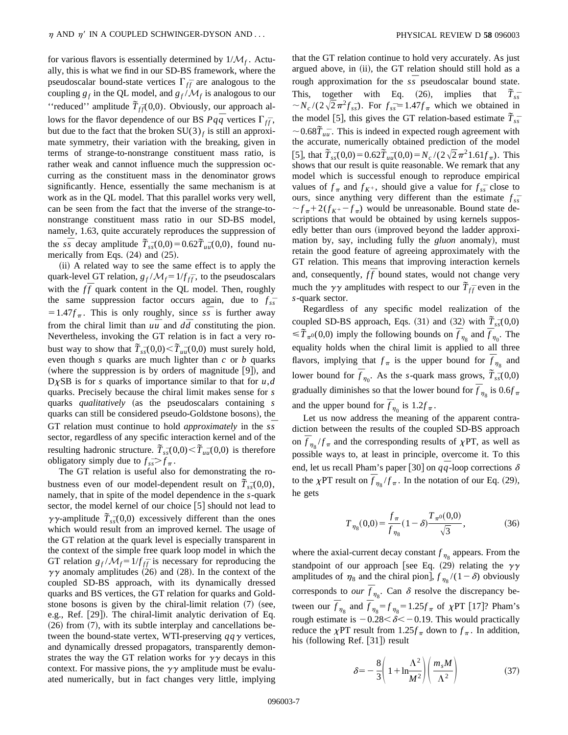for various flavors is essentially determined by $1/\mathcal{M}_f$. Actually, this is what we find in our SD-BS framework, where the pseudoscalar bound-state vertices $\Gamma_{f\bar{f}}$ are analogous to the coupling $g_f$ in the QL model, and $g_f/\mathcal{M}_f$ is analogous to our ''reduced'' amplitude $\tilde{T}_{f\bar{f}}(0,0)$. Obviously, our approach allows for the flavor dependence of our BS $Pq\bar{q}$ vertices $\Gamma_{f\bar{f}}$, but due to the fact that the broken $\mathrm{SU}(3)_f$ is still an approximate symmetry, their variation with the breaking, given in terms of strange-to-nonstrange constituent mass ratio, is rather weak and cannot influence much the suppression occurring as the constituent mass in the denominator grows significantly. Hence, essentially the same mechanism is at work as in the QL model. That this parallel works very well, can be seen from the fact that the inverse of the strange-to-nonstrange constituent mass ratio in our SD-BS model, namely, 1.63, quite accurately reproduces the suppression of the $s\bar{s}$ decay amplitude $\tilde{T}_{s\bar{s}}(0,0)=0.62\tilde{T}_{u\bar{u}}(0,0)$, found numerically from Eqs. (24) and (25).

(ii) A related way to see the same effect is to apply the quark-level GT relation, $g_f/\mathcal{M}_f=1/f_{f\bar{f}}$, to the pseudoscalars with the $f\bar{f}$ quark content in the QL model. Then, roughly the same suppression factor occurs again, due to $f_{s\bar{s}}=1.47f_\pi$. This is only roughly, since $s\bar{s}$ is further away from the chiral limit than $u\bar{u}$ and $d\bar{d}$ constituting the pion. Nevertheless, invoking the GT relation is in fact a very robust way to show that $\tilde{T}_{s\bar{s}}(0,0)<\tilde{T}_{u\bar{u}}(0,0)$ must surely hold, even though $s$ quarks are much lighter than $c$ or $b$ quarks (where the suppression is by orders of magnitude [9]), and DχSB is for $s$ quarks of importance similar to that for $u,d$ quarks. Precisely because the chiral limit makes sense for $s$ quarks *qualitatively* (as the pseudoscalars containing $s$ quarks can still be considered pseudo-Goldstone bosons), the GT relation must continue to hold *approximately* in the $s\bar{s}$ sector, regardless of any specific interaction kernel and of the resulting hadronic structure. $\tilde{T}_{s\bar{s}}(0,0)<\tilde{T}_{u\bar{u}}(0,0)$ is therefore obligatory simply due to $f_{s\bar{s}}>f_\pi$.

The GT relation is useful also for demonstrating the robustness even of our model-dependent result on $\tilde{T}_{s\bar{s}}(0,0)$, namely, that in spite of the model dependence in the $s$-quark sector, the model kernel of our choice [5] should not lead to $\gamma\gamma$-amplitude $\tilde{T}_{s\bar{s}}(0,0)$ excessively different than the ones which would result from an improved kernel. The usage of the GT relation at the quark level is especially transparent in the context of the simple free quark loop model in which the GT relation $g_f/\mathcal{M}_f=1/f_{f\bar{f}}$ is necessary for reproducing the $\gamma\gamma$ anomaly amplitudes (26) and (28). In the context of the coupled SD-BS approach, with its dynamically dressed quarks and BS vertices, the GT relation for quarks and Goldstone bosons is given by the chiral-limit relation (7) (see, e.g., Ref. [29]). The chiral-limit analytic derivation of Eq. (26) from (7), with its subtle interplay and cancellations between the bound-state vertex, WTI-preserving $qq\gamma$ vertices, and dynamically dressed propagators, transparently demonstrates the way the GT relation works for $\gamma\gamma$ decays in this context. For massive pions, the $\gamma\gamma$ amplitude must be evaluated numerically, but in fact changes very little, implying that the GT relation continue to hold very accurately. As just argued above, in (ii), the GT relation should still hold as a rough approximation for the $s\bar{s}$ pseudoscalar bound state. This, together with Eq. (26), implies that $\tilde{T}_{s\bar{s}}\sim N_c/(2\sqrt{2}\pi^2 f_{s\bar{s}})$. For $f_{s\bar{s}}=1.47f_\pi$ which we obtained in the model [5], this gives the GT relation-based estimate $\tilde{T}_{s\bar{s}}\sim 0.68\tilde{T}_{u\bar{u}}$. This is indeed in expected rough agreement with the accurate, numerically obtained prediction of the model [5], that $\tilde{T}_{s\bar{s}}(0,0)=0.62\tilde{T}_{u\bar{u}}(0,0)=N_c/(2\sqrt{2}\pi^2 1.61 f_\pi)$. This shows that our result is quite reasonable. We remark that any model which is successful enough to reproduce empirical values of $f_\pi$ and $f_{K^+}$, should give a value for $f_{s\bar{s}}$ close to ours, since anything very different than the estimate $f_{s\bar{s}}\sim f_\pi+2(f_{K^+}-f_\pi)$ would be unreasonable. Bound state descriptions that would be obtained by using kernels supposedly better than ours (improved beyond the ladder approximation by, say, including fully the *gluon* anomaly), must retain the good feature of agreeing approximately with the GT relation. This means that improving interaction kernels and, consequently, $f\bar{f}$ bound states, would not change very much the $\gamma\gamma$ amplitudes with respect to our $\tilde{T}_{f\bar{f}}$ even in the $s$-quark sector.

Regardless of any specific model realization of the coupled SD-BS approach, Eqs. (31) and (32) with $\tilde{T}_{s\bar{s}}(0,0)\leqslant\tilde{T}_{\pi^0}(0,0)$ imply the following bounds on $\overline{f}_{\eta_8}$ and $\overline{f}_{\eta_0}$. The equality holds when the chiral limit is applied to all three flavors, implying that $f_\pi$ is the upper bound for $\overline{f}_{\eta_8}$ and lower bound for $\overline{f}_{\eta_0}$. As the $s$-quark mass grows, $\tilde{T}_{s\bar{s}}(0,0)$ gradually diminishes so that the lower bound for $\overline{f}_{\eta_8}$ is $0.6f_\pi$ and the upper bound for $\overline{f}_{\eta_0}$ is $1.2f_\pi$.

Let us now address the meaning of the apparent contradiction between the results of the coupled SD-BS approach on $\overline{f}_{\eta_8}/f_\pi$ and the corresponding results of χPT, as well as possible ways to, at least in principle, overcome it. To this end, let us recall Pham's paper [30] on $q\bar{q}$-loop corrections $\delta$ to the χPT result on $\overline{f}_{\eta_8}/f_\pi$. In the notation of our Eq. (29), he gets

$$T_{\eta_8}(0,0)=\frac{f_\pi}{f_{\eta_8}}(1-\delta)\frac{T_{\pi^0}(0,0)}{\sqrt{3}},\tag{36}$$

where the axial-current decay constant $f_{\eta_8}$ appears. From the standpoint of our approach [see Eq. (29) relating the $\gamma\gamma$ amplitudes of $\eta_8$ and the chiral pion], $f_{\eta_8}/(1-\delta)$ obviously corresponds to *our* $\overline{f}_{\eta_8}$. Can $\delta$ resolve the discrepancy between our $\overline{f}_{\eta_8}$ and $\overline{f}_{\eta_8}=f_{\eta_8}=1.25f_\pi$ of χPT [17]? Pham's rough estimate is $-0.28<\delta<-0.19$. This would practically reduce the χPT result from $1.25f_\pi$ down to $f_\pi$. In addition, his (following Ref. [31]) result

$$\delta=-\frac{8}{3}\left(1+\ln\frac{\Lambda^2}{M^2}\right)\left(\frac{m_s M}{\Lambda^2}\right)\tag{37}$$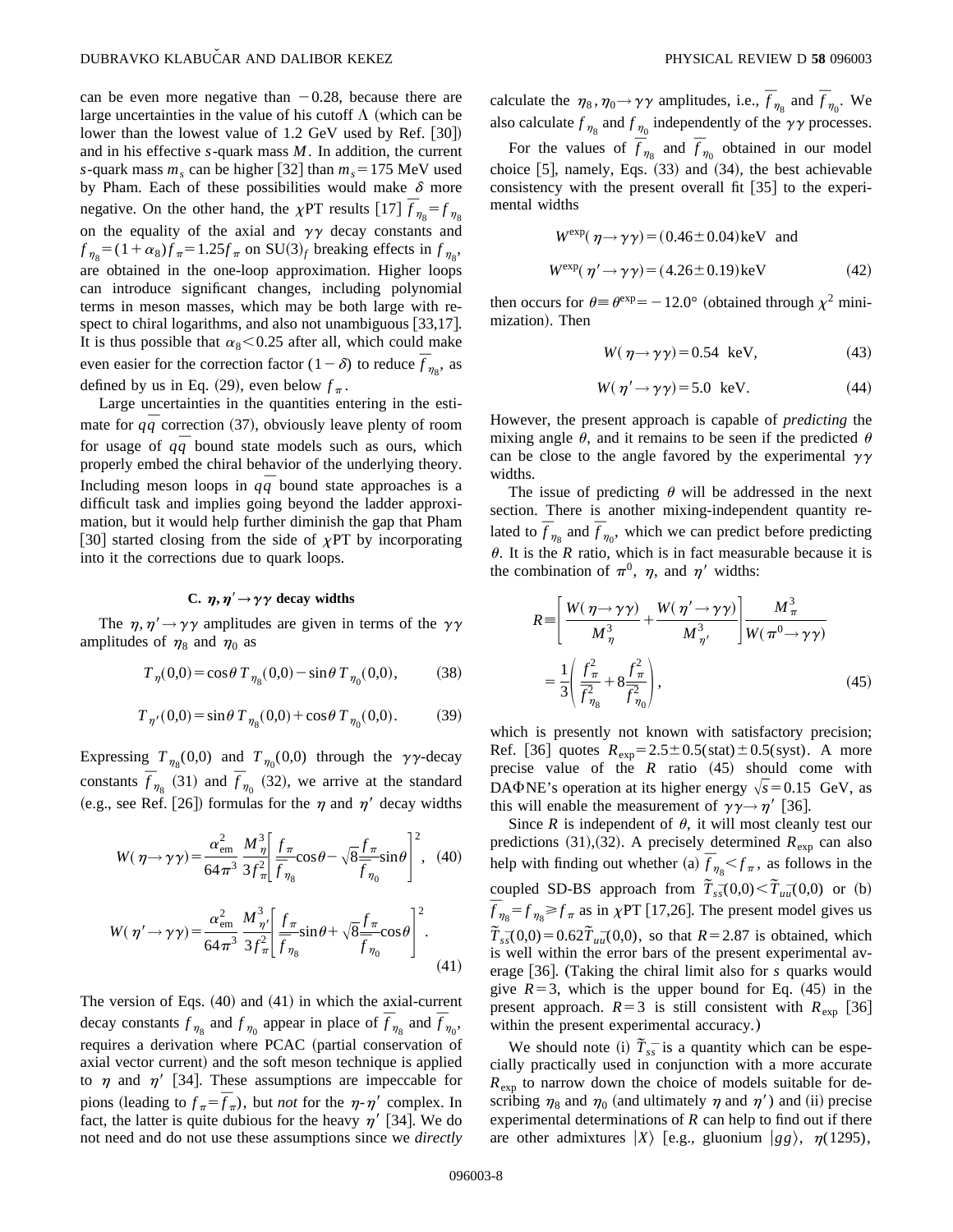can be even more negative than $-0.28$, because there are large uncertainties in the value of his cutoff $\Lambda$ (which can be lower than the lowest value of 1.2 GeV used by Ref. [30]) and in his effective $s$-quark mass $M$. In addition, the current $s$-quark mass $m_s$ can be higher [32] than $m_s = 175$ MeV used by Pham. Each of these possibilities would make $\delta$ more negative. On the other hand, the $\chi$PT results [17] $\widetilde{f}_{\eta_8} = f_{\eta_8}$ on the equality of the axial and $\gamma\gamma$ decay constants and $f_{\eta_8} = (1+\alpha_8) f_\pi = 1.25 f_\pi$ on SU(3)$_f$ breaking effects in $f_{\eta_8}$, are obtained in the one-loop approximation. Higher loops can introduce significant changes, including polynomial terms in meson masses, which may be both large with respect to chiral logarithms, and also not unambiguous [33,17]. It is thus possible that $\alpha_8 < 0.25$ after all, which could make even easier for the correction factor $(1-\delta)$ to reduce $\widetilde{f}_{\eta_8}$, as defined by us in Eq. (29), even below $f_\pi$.

Large uncertainties in the quantities entering in the estimate for $q\bar{q}$ correction (37), obviously leave plenty of room for usage of $q\bar{q}$ bound state models such as ours, which properly embed the chiral behavior of the underlying theory. Including meson loops in $q\bar{q}$ bound state approaches is a difficult task and implies going beyond the ladder approximation, but it would help further diminish the gap that Pham [30] started closing from the side of $\chi$PT by incorporating into it the corrections due to quark loops.

### C. $\eta, \eta' \to \gamma\gamma$ decay widths

The $\eta, \eta' \to \gamma\gamma$ amplitudes are given in terms of the $\gamma\gamma$ amplitudes of $\eta_8$ and $\eta_0$ as

$$T_\eta(0,0) = \cos\theta \, T_{\eta_8}(0,0) - \sin\theta \, T_{\eta_0}(0,0), \tag{38}$$

$$T_{\eta'}(0,0) = \sin\theta \, T_{\eta_8}(0,0) + \cos\theta \, T_{\eta_0}(0,0). \tag{39}$$

Expressing $T_{\eta_8}(0,0)$ and $T_{\eta_0}(0,0)$ through the $\gamma\gamma$-decay constants $\widetilde{f}_{\eta_8}$ (31) and $\widetilde{f}_{\eta_0}$ (32), we arrive at the standard (e.g., see Ref. [26]) formulas for the $\eta$ and $\eta'$ decay widths

$$W(\eta \to \gamma\gamma) = \frac{\alpha_{\rm em}^2}{64\pi^3} \frac{M_\eta^3}{3 f_\pi^2} \left[ \frac{f_\pi}{\widetilde{f}_{\eta_8}} \cos\theta - \sqrt{8} \frac{f_\pi}{\widetilde{f}_{\eta_0}} \sin\theta \right]^2, \tag{40}$$

$$W(\eta' \to \gamma\gamma) = \frac{\alpha_{\rm em}^2}{64\pi^3} \frac{M_{\eta'}^3}{3 f_\pi^2} \left[ \frac{f_\pi}{\widetilde{f}_{\eta_8}} \sin\theta + \sqrt{8} \frac{f_\pi}{\widetilde{f}_{\eta_0}} \cos\theta \right]^2. \tag{41}$$

The version of Eqs. (40) and (41) in which the axial-current decay constants $f_{\eta_8}$ and $f_{\eta_0}$ appear in place of $\widetilde{f}_{\eta_8}$ and $\widetilde{f}_{\eta_0}$, requires a derivation where PCAC (partial conservation of axial vector current) and the soft meson technique is applied to $\eta$ and $\eta'$ [34]. These assumptions are impeccable for pions (leading to $f_\pi = \widetilde{f}_\pi$), but *not* for the $\eta$-$\eta'$ complex. In fact, the latter is quite dubious for the heavy $\eta'$ [34]. We do not need and do not use these assumptions since we *directly* calculate the $\eta_8, \eta_0 \to \gamma\gamma$ amplitudes, i.e., $\widetilde{f}_{\eta_8}$ and $\widetilde{f}_{\eta_0}$. We also calculate $f_{\eta_8}$ and $f_{\eta_0}$ independently of the $\gamma\gamma$ processes.

For the values of $\widetilde{f}_{\eta_8}$ and $\widetilde{f}_{\eta_0}$ obtained in our model choice [5], namely, Eqs. (33) and (34), the best achievable consistency with the present overall fit [35] to the experimental widths

$$W^{\rm exp}(\eta \to \gamma\gamma) = (0.46 \pm 0.04)\,\text{keV} \quad \text{and}$$
$$W^{\rm exp}(\eta' \to \gamma\gamma) = (4.26 \pm 0.19)\,\text{keV} \tag{42}$$

then occurs for $\theta \equiv \theta^{\rm exp} = -12.0°$ (obtained through $\chi^2$ minimization). Then

$$W(\eta \to \gamma\gamma) = 0.54 \ \text{keV}, \tag{43}$$

$$W(\eta' \to \gamma\gamma) = 5.0 \ \text{keV}. \tag{44}$$

However, the present approach is capable of *predicting* the mixing angle $\theta$, and it remains to be seen if the predicted $\theta$ can be close to the angle favored by the experimental $\gamma\gamma$ widths.

The issue of predicting $\theta$ will be addressed in the next section. There is another mixing-independent quantity related to $\widetilde{f}_{\eta_8}$ and $\widetilde{f}_{\eta_0}$, which we can predict before predicting $\theta$. It is the $R$ ratio, which is in fact measurable because it is the combination of $\pi^0$, $\eta$, and $\eta'$ widths:

$$R \equiv \left[ \frac{W(\eta \to \gamma\gamma)}{M_\eta^3} + \frac{W(\eta' \to \gamma\gamma)}{M_{\eta'}^3} \right] \frac{M_\pi^3}{W(\pi^0 \to \gamma\gamma)} = \frac{1}{3} \left( \frac{f_\pi^2}{\widetilde{f}_{\eta_8}^2} + 8 \frac{f_\pi^2}{\widetilde{f}_{\eta_0}^2} \right), \tag{45}$$

which is presently not known with satisfactory precision; Ref. [36] quotes $R_{\rm exp} = 2.5 \pm 0.5(\text{stat}) \pm 0.5(\text{syst})$. A more precise value of the $R$ ratio (45) should come with DA$\Phi$NE's operation at its higher energy $\sqrt{s} = 0.15$ GeV, as this will enable the measurement of $\gamma\gamma \to \eta'$ [36].

Since $R$ is independent of $\theta$, it will most cleanly test our predictions (31),(32). A precisely determined $R_{\rm exp}$ can also help with finding out whether (a) $\widetilde{f}_{\eta_8} < f_\pi$, as follows in the coupled SD-BS approach from $\widetilde{T}_{s\bar{s}}(0,0) < \widetilde{T}_{u\bar{u}}(0,0)$ or (b) $\widetilde{f}_{\eta_8} = f_{\eta_8} \geq f_\pi$ as in $\chi$PT [17,26]. The present model gives us $\widetilde{T}_{s\bar{s}}(0,0) = 0.62 \widetilde{T}_{u\bar{u}}(0,0)$, so that $R = 2.87$ is obtained, which is well within the error bars of the present experimental average [36]. (Taking the chiral limit also for $s$ quarks would give $R = 3$, which is the upper bound for Eq. (45) in the present approach. $R = 3$ is still consistent with $R_{\rm exp}$ [36] within the present experimental accuracy.)

We should note (i) $\widetilde{T}_{s\bar{s}}$ is a quantity which can be especially practically used in conjunction with a more accurate $R_{\rm exp}$ to narrow down the choice of models suitable for describing $\eta_8$ and $\eta_0$ (and ultimately $\eta$ and $\eta'$) and (ii) precise experimental determinations of $R$ can help to find out if there are other admixtures $|X\rangle$ [e.g., gluonium $|gg\rangle$, $\eta(1295)$,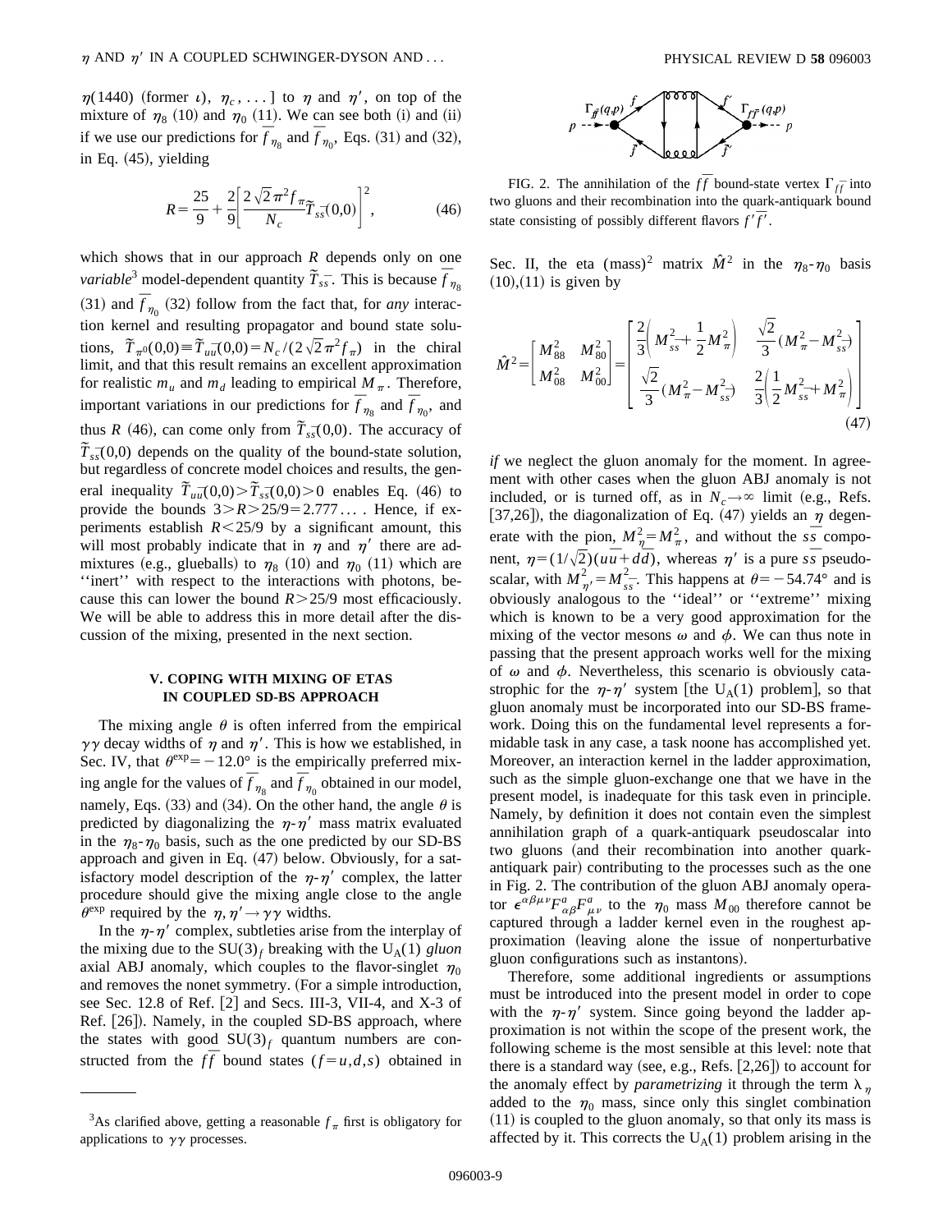$\eta(1440)$ (former $\iota$), $\eta_c, \ldots$] to $\eta$ and $\eta'$, on top of the mixture of $\eta_8$ (10) and $\eta_0$ (11). We can see both (i) and (ii) if we use our predictions for $\overline{f}_{\eta_8}$ and $\overline{f}_{\eta_0}$, Eqs. (31) and (32), in Eq. (45), yielding

$$R = \frac{25}{9} + \frac{2}{9}\left[\frac{2\sqrt{2}\pi^2 f_\pi}{N_c}\widetilde{T}_{s\bar{s}}(0,0)\right]^2, \tag{46}$$

which shows that in our approach $R$ depends only on one *variable*[3] model-dependent quantity $\widetilde{T}_{s\bar{s}}$. This is because $\overline{f}_{\eta_8}$ (31) and $\overline{f}_{\eta_0}$ (32) follow from the fact that, for *any* interaction kernel and resulting propagator and bound state solutions, $\widetilde{T}_{\pi^0}(0,0) \equiv \widetilde{T}_{u\bar{u}}(0,0) = N_c/(2\sqrt{2}\pi^2 f_\pi)$ in the chiral limit, and that this result remains an excellent approximation for realistic $m_u$ and $m_d$ leading to empirical $M_\pi$. Therefore, important variations in our predictions for $\overline{f}_{\eta_8}$ and $\overline{f}_{\eta_0}$, and thus $R$ (46), can come only from $\widetilde{T}_{s\bar{s}}(0,0)$. The accuracy of $\widetilde{T}_{s\bar{s}}(0,0)$ depends on the quality of the bound-state solution, but regardless of concrete model choices and results, the general inequality $\widetilde{T}_{u\bar{u}}(0,0) > \widetilde{T}_{s\bar{s}}(0,0) > 0$ enables Eq. (46) to provide the bounds $3 > R > 25/9 = 2.777\ldots$. Hence, if experiments establish $R < 25/9$ by a significant amount, this will most probably indicate that in $\eta$ and $\eta'$ there are admixtures (e.g., glueballs) to $\eta_8$ (10) and $\eta_0$ (11) which are ''inert'' with respect to the interactions with photons, because this can lower the bound $R > 25/9$ most efficaciously. We will be able to address this in more detail after the discussion of the mixing, presented in the next section.

## V. COPING WITH MIXING OF ETAS IN COUPLED SD-BS APPROACH

The mixing angle $\theta$ is often inferred from the empirical $\gamma\gamma$ decay widths of $\eta$ and $\eta'$. This is how we established, in Sec. IV, that $\theta^{\exp} = -12.0°$ is the empirically preferred mixing angle for the values of $\overline{f}_{\eta_8}$ and $\overline{f}_{\eta_0}$ obtained in our model, namely, Eqs. (33) and (34). On the other hand, the angle $\theta$ is predicted by diagonalizing the $\eta$-$\eta'$ mass matrix evaluated in the $\eta_8$-$\eta_0$ basis, such as the one predicted by our SD-BS approach and given in Eq. (47) below. Obviously, for a satisfactory model description of the $\eta$-$\eta'$ complex, the latter procedure should give the mixing angle close to the angle $\theta^{\exp}$ required by the $\eta, \eta' \to \gamma\gamma$ widths.

In the $\eta$-$\eta'$ complex, subtleties arise from the interplay of the mixing due to the $SU(3)_f$ breaking with the $U_A(1)$ *gluon* axial ABJ anomaly, which couples to the flavor-singlet $\eta_0$ and removes the nonet symmetry. (For a simple introduction, see Sec. 12.8 of Ref. [2] and Secs. III-3, VII-4, and X-3 of Ref. [26]). Namely, in the coupled SD-BS approach, where the states with good $SU(3)_f$ quantum numbers are constructed from the $f\bar{f}$ bound states ($f = u, d, s$) obtained in Sec. II, the eta (mass)$^2$ matrix $\hat{M}^2$ in the $\eta_8$-$\eta_0$ basis (10),(11) is given by

FIG. 2. The annihilation of the $f\bar{f}$ bound-state vertex $\Gamma_{f\bar{f}}$ into two gluons and their recombination into the quark-antiquark bound state consisting of possibly different flavors $f'\bar{f}'$.

$$\hat{M}^2 = \begin{bmatrix} M_{88}^2 & M_{80}^2 \\ M_{08}^2 & M_{00}^2 \end{bmatrix} = \begin{bmatrix} \frac{2}{3}\left(M_{s\bar{s}}^2 + \frac{1}{2}M_\pi^2\right) & \frac{\sqrt{2}}{3}(M_\pi^2 - M_{s\bar{s}}^2) \\ \frac{\sqrt{2}}{3}(M_\pi^2 - M_{s\bar{s}}^2) & \frac{2}{3}\left(\frac{1}{2}M_{s\bar{s}}^2 + M_\pi^2\right) \end{bmatrix} \tag{47}$$

*if* we neglect the gluon anomaly for the moment. In agreement with other cases when the gluon ABJ anomaly is not included, or is turned off, as in $N_c \to \infty$ limit (e.g., Refs. [37,26]), the diagonalization of Eq. (47) yields an $\eta$ degenerate with the pion, $M_\eta^2 = M_\pi^2$, and without the $s\bar{s}$ component, $\eta = (1/\sqrt{2})(u\bar{u} + d\bar{d})$, whereas $\eta'$ is a pure $s\bar{s}$ pseudoscalar, with $M_{\eta'}^2 = M_{s\bar{s}}^2$. This happens at $\theta = -54.74°$ and is obviously analogous to the ''ideal'' or ''extreme'' mixing which is known to be a very good approximation for the mixing of the vector mesons $\omega$ and $\phi$. We can thus note in passing that the present approach works well for the mixing of $\omega$ and $\phi$. Nevertheless, this scenario is obviously catastrophic for the $\eta$-$\eta'$ system [the $U_A(1)$ problem], so that gluon anomaly must be incorporated into our SD-BS framework. Doing this on the fundamental level represents a formidable task in any case, a task noone has accomplished yet. Moreover, an interaction kernel in the ladder approximation, such as the simple gluon-exchange one that we have in the present model, is inadequate for this task even in principle. Namely, by definition it does not contain even the simplest annihilation graph of a quark-antiquark pseudoscalar into two gluons (and their recombination into another quark-antiquark pair) contributing to the processes such as the one in Fig. 2. The contribution of the gluon ABJ anomaly operator $\epsilon^{\alpha\beta\mu\nu}F_{\alpha\beta}^a F_{\mu\nu}^a$ to the $\eta_0$ mass $M_{00}$ therefore cannot be captured through a ladder kernel even in the roughest approximation (leaving alone the issue of nonperturbative gluon configurations such as instantons).

Therefore, some additional ingredients or assumptions must be introduced into the present model in order to cope with the $\eta$-$\eta'$ system. Since going beyond the ladder approximation is not within the scope of the present work, the following scheme is the most sensible at this level: note that there is a standard way (see, e.g., Refs. [2,26]) to account for the anomaly effect by *parametrizing* it through the term $\lambda_\eta$ added to the $\eta_0$ mass, since only this singlet combination (11) is coupled to the gluon anomaly, so that only its mass is affected by it. This corrects the $U_A(1)$ problem arising in the

[3]As clarified above, getting a reasonable $f_\pi$ first is obligatory for applications to $\gamma\gamma$ processes.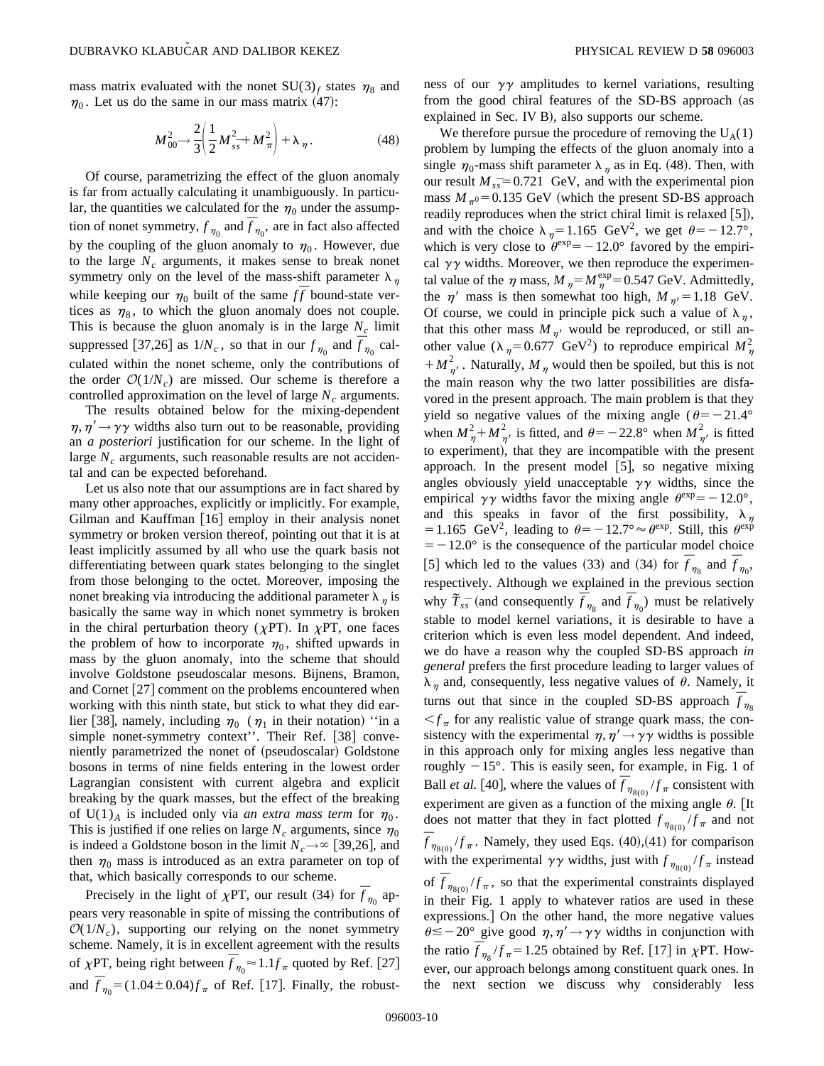mass matrix evaluated with the nonet $SU(3)_f$ states $\eta_8$ and $\eta_0$. Let us do the same in our mass matrix (47):

$$M_{00}^2 \to \frac{2}{3}\left(\frac{1}{2}M_{s\bar{s}}^2 + M_\pi^2\right) + \lambda_\eta . \tag{48}$$

Of course, parametrizing the effect of the gluon anomaly is far from actually calculating it unambiguously. In particular, the quantities we calculated for the $\eta_0$ under the assumption of nonet symmetry, $f_{\eta_0}$ and $\overline{f}_{\eta_0}$, are in fact also affected by the coupling of the gluon anomaly to $\eta_0$. However, due to the large $N_c$ arguments, it makes sense to break nonet symmetry only on the level of the mass-shift parameter $\lambda_\eta$ while keeping our $\eta_0$ built of the same $f\bar{f}$ bound-state vertices as $\eta_8$, to which the gluon anomaly does not couple. This is because the gluon anomaly is in the large $N_c$ limit suppressed [37,26] as $1/N_c$, so that in our $f_{\eta_0}$ and $\overline{f}_{\eta_0}$ calculated within the nonet scheme, only the contributions of the order $\mathcal{O}(1/N_c)$ are missed. Our scheme is therefore a controlled approximation on the level of large $N_c$ arguments.

The results obtained below for the mixing-dependent $\eta,\eta' \to \gamma\gamma$ widths also turn out to be reasonable, providing an *a posteriori* justification for our scheme. In the light of large $N_c$ arguments, such reasonable results are not accidental and can be expected beforehand.

Let us also note that our assumptions are in fact shared by many other approaches, explicitly or implicitly. For example, Gilman and Kauffman [16] employ in their analysis nonet symmetry or broken version thereof, pointing out that it is at least implicitly assumed by all who use the quark basis not differentiating between quark states belonging to the singlet from those belonging to the octet. Moreover, imposing the nonet breaking via introducing the additional parameter $\lambda_\eta$ is basically the same way in which nonet symmetry is broken in the chiral perturbation theory ($\chi$PT). In $\chi$PT, one faces the problem of how to incorporate $\eta_0$, shifted upwards in mass by the gluon anomaly, into the scheme that should involve Goldstone pseudoscalar mesons. Bijnens, Bramon, and Cornet [27] comment on the problems encountered when working with this ninth state, but stick to what they did earlier [38], namely, including $\eta_0$ ($\eta_1$ in their notation) "in a simple nonet-symmetry context". Their Ref. [38] conveniently parametrized the nonet of (pseudoscalar) Goldstone bosons in terms of nine fields entering in the lowest order Lagrangian consistent with current algebra and explicit breaking by the quark masses, but the effect of the breaking of $U(1)_A$ is included only via *an extra mass term* for $\eta_0$. This is justified if one relies on large $N_c$ arguments, since $\eta_0$ is indeed a Goldstone boson in the limit $N_c \to \infty$ [39,26], and then $\eta_0$ mass is introduced as an extra parameter on top of that, which basically corresponds to our scheme.

Precisely in the light of $\chi$PT, our result (34) for $\overline{f}_{\eta_0}$ appears very reasonable in spite of missing the contributions of $\mathcal{O}(1/N_c)$, supporting our relying on the nonet symmetry scheme. Namely, it is in excellent agreement with the results of $\chi$PT, being right between $\overline{f}_{\eta_0} \approx 1.1 f_\pi$ quoted by Ref. [27] and $\overline{f}_{\eta_0} = (1.04 \pm 0.04) f_\pi$ of Ref. [17]. Finally, the robustness of our $\gamma\gamma$ amplitudes to kernel variations, resulting from the good chiral features of the SD-BS approach (as explained in Sec. IV B), also supports our scheme.

We therefore pursue the procedure of removing the $U_A(1)$ problem by lumping the effects of the gluon anomaly into a single $\eta_0$-mass shift parameter $\lambda_\eta$ as in Eq. (48). Then, with our result $M_{s\bar{s}} = 0.721$ GeV, and with the experimental pion mass $M_{\pi^0} = 0.135$ GeV (which the present SD-BS approach readily reproduces when the strict chiral limit is relaxed [5]), and with the choice $\lambda_\eta = 1.165$ GeV$^2$, we get $\theta = -12.7°$, which is very close to $\theta^{\rm exp} = -12.0°$ favored by the empirical $\gamma\gamma$ widths. Moreover, we then reproduce the experimental value of the $\eta$ mass, $M_\eta = M_\eta^{\rm exp} = 0.547$ GeV. Admittedly, the $\eta'$ mass is then somewhat too high, $M_{\eta'} = 1.18$ GeV. Of course, we could in principle pick such a value of $\lambda_\eta$, that this other mass $M_{\eta'}$ would be reproduced, or still another value ($\lambda_\eta = 0.677$ GeV$^2$) to reproduce empirical $M_\eta^2 + M_{\eta'}^2$. Naturally, $M_\eta$ would then be spoiled, but this is not the main reason why the two latter possibilities are disfavored in the present approach. The main problem is that they yield so negative values of the mixing angle ($\theta = -21.4°$ when $M_\eta^2 + M_{\eta'}^2$ is fitted, and $\theta = -22.8°$ when $M_{\eta'}^2$ is fitted to experiment), that they are incompatible with the present approach. In the present model [5], so negative mixing angles obviously yield unacceptable $\gamma\gamma$ widths, since the empirical $\gamma\gamma$ widths favor the mixing angle $\theta^{\rm exp} = -12.0°$, and this speaks in favor of the first possibility, $\lambda_\eta = 1.165$ GeV$^2$, leading to $\theta = -12.7° \approx \theta^{\rm exp}$. Still, this $\theta^{\rm exp} = -12.0°$ is the consequence of the particular model choice [5] which led to the values (33) and (34) for $\overline{f}_{\eta_8}$ and $\overline{f}_{\eta_0}$, respectively. Although we explained in the previous section why $\widetilde{T}_{s\bar{s}}$ (and consequently $\overline{f}_{\eta_8}$ and $\overline{f}_{\eta_0}$) must be relatively stable to model kernel variations, it is desirable to have a criterion which is even less model dependent. And indeed, we do have a reason why the coupled SD-BS approach *in general* prefers the first procedure leading to larger values of $\lambda_\eta$ and, consequently, less negative values of $\theta$. Namely, it turns out that since in the coupled SD-BS approach $\overline{f}_{\eta_8} < f_\pi$ for any realistic value of strange quark mass, the consistency with the experimental $\eta,\eta' \to \gamma\gamma$ widths is possible in this approach only for mixing angles less negative than roughly $-15°$. This is easily seen, for example, in Fig. 1 of Ball *et al.* [40], where the values of $\overline{f}_{\eta_{8(0)}}/f_\pi$ consistent with experiment are given as a function of the mixing angle $\theta$. [It does not matter that they in fact plotted $f_{\eta_{8(0)}}/f_\pi$ and not $\overline{f}_{\eta_{8(0)}}/f_\pi$. Namely, they used Eqs. (40),(41) for comparison with the experimental $\gamma\gamma$ widths, just with $f_{\eta_{8(0)}}/f_\pi$ instead of $\overline{f}_{\eta_{8(0)}}/f_\pi$, so that the experimental constraints displayed in their Fig. 1 apply to whatever ratios are used in these expressions.] On the other hand, the more negative values $\theta \lesssim -20°$ give good $\eta,\eta' \to \gamma\gamma$ widths in conjunction with the ratio $\overline{f}_{\eta_8}/f_\pi = 1.25$ obtained by Ref. [17] in $\chi$PT. However, our approach belongs among constituent quark ones. In the next section we discuss why considerably less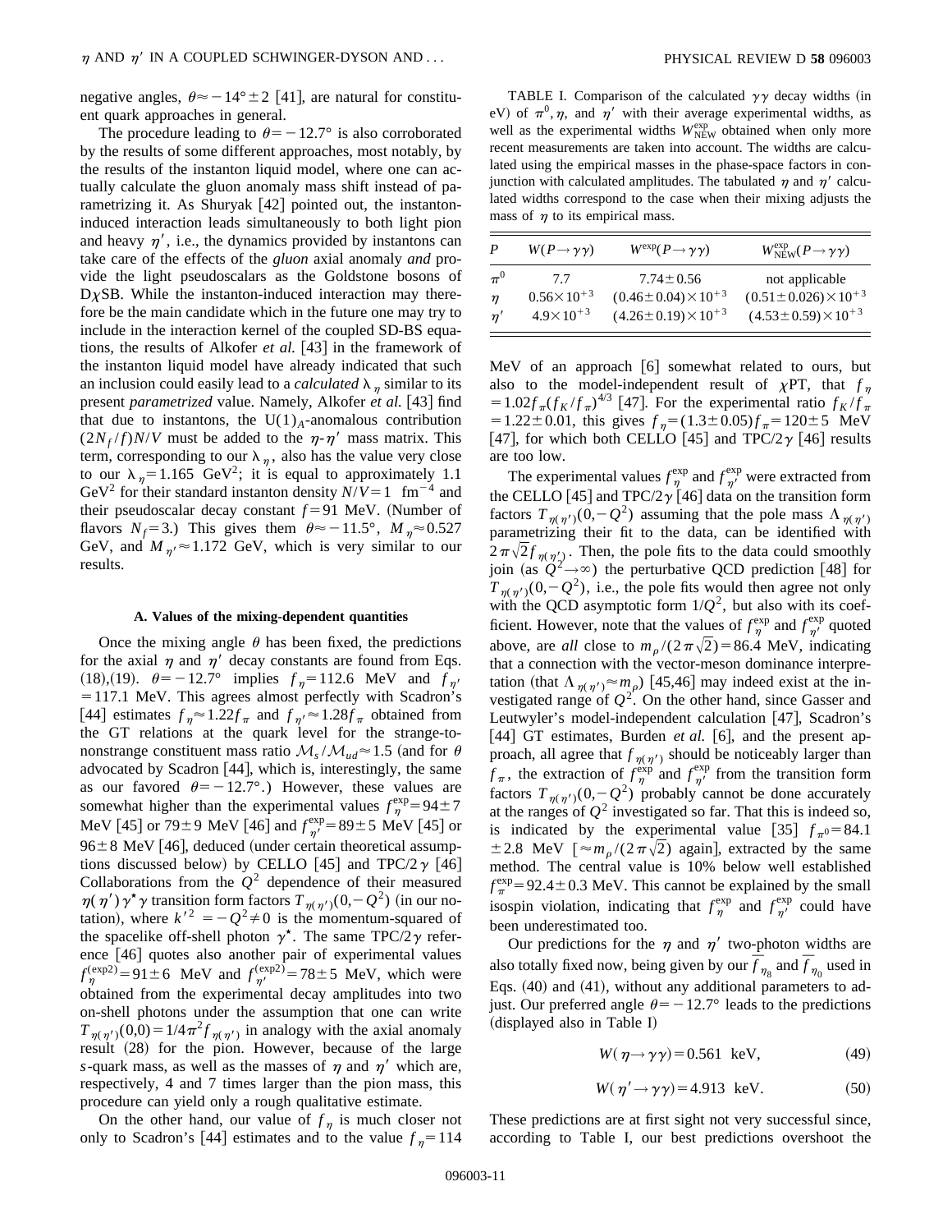negative angles, $\theta \approx -14° \pm 2$ [41], are natural for constituent quark approaches in general.

The procedure leading to $\theta = -12.7°$ is also corroborated by the results of some different approaches, most notably, by the results of the instanton liquid model, where one can actually calculate the gluon anomaly mass shift instead of parametrizing it. As Shuryak [42] pointed out, the instanton-induced interaction leads simultaneously to both light pion and heavy $\eta'$, i.e., the dynamics provided by instantons can take care of the effects of the *gluon* axial anomaly *and* provide the light pseudoscalars as the Goldstone bosons of D$\chi$SB. While the instanton-induced interaction may therefore be the main candidate which in the future one may try to include in the interaction kernel of the coupled SD-BS equations, the results of Alkofer *et al.* [43] in the framework of the instanton liquid model have already indicated that such an inclusion could easily lead to a *calculated* $\lambda_\eta$ similar to its present *parametrized* value. Namely, Alkofer *et al.* [43] find that due to instantons, the $U(1)_A$-anomalous contribution $(2N_f/f)N/V$ must be added to the $\eta$-$\eta'$ mass matrix. This term, corresponding to our $\lambda_\eta$, also has the value very close to our $\lambda_\eta = 1.165$ GeV$^2$; it is equal to approximately 1.1 GeV$^2$ for their standard instanton density $N/V = 1$ fm$^{-4}$ and their pseudoscalar decay constant $f = 91$ MeV. (Number of flavors $N_f = 3$.) This gives them $\theta \approx -11.5°$, $M_\eta \approx 0.527$ GeV, and $M_{\eta'} \approx 1.172$ GeV, which is very similar to our results.

### A. Values of the mixing-dependent quantities

Once the mixing angle $\theta$ has been fixed, the predictions for the axial $\eta$ and $\eta'$ decay constants are found from Eqs. (18),(19). $\theta = -12.7°$ implies $f_\eta = 112.6$ MeV and $f_{\eta'} = 117.1$ MeV. This agrees almost perfectly with Scadron's [44] estimates $f_\eta \approx 1.22 f_\pi$ and $f_{\eta'} \approx 1.28 f_\pi$ obtained from the GT relations at the quark level for the strange-to-nonstrange constituent mass ratio $\mathcal{M}_s/\mathcal{M}_{ud} \approx 1.5$ (and for $\theta$ advocated by Scadron [44], which is, interestingly, the same as our favored $\theta = -12.7°$.) However, these values are somewhat higher than the experimental values $f_\eta^{\rm exp} = 94 \pm 7$ MeV [45] or $79 \pm 9$ MeV [46] and $f_{\eta'}^{\rm exp} = 89 \pm 5$ MeV [45] or $96 \pm 8$ MeV [46], deduced (under certain theoretical assumptions discussed below) by CELLO [45] and TPC/2$\gamma$ [46] Collaborations from the $Q^2$ dependence of their measured $\eta(\eta')\gamma^\star\gamma$ transition form factors $T_{\eta(\eta')}(0,-Q^2)$ (in our notation), where $k'^2 = -Q^2 \neq 0$ is the momentum-squared of the spacelike off-shell photon $\gamma^\star$. The same TPC/2$\gamma$ reference [46] quotes also another pair of experimental values $f_\eta^{(\rm exp2)} = 91 \pm 6$ MeV and $f_{\eta'}^{(\rm exp2)} = 78 \pm 5$ MeV, which were obtained from the experimental decay amplitudes into two on-shell photons under the assumption that one can write $T_{\eta(\eta')}(0,0) = 1/4\pi^2 f_{\eta(\eta')}$ in analogy with the axial anomaly result (28) for the pion. However, because of the large $s$-quark mass, as well as the masses of $\eta$ and $\eta'$ which are, respectively, 4 and 7 times larger than the pion mass, this procedure can yield only a rough qualitative estimate.

On the other hand, our value of $f_\eta$ is much closer not only to Scadron's [44] estimates and to the value $f_\eta = 114$ MeV of an approach [6] somewhat related to ours, but also to the model-independent result of $\chi$PT, that $f_\eta = 1.02 f_\pi (f_K/f_\pi)^{4/3}$ [47]. For the experimental ratio $f_K/f_\pi = 1.22 \pm 0.01$, this gives $f_\eta = (1.3 \pm 0.05) f_\pi = 120 \pm 5$ MeV [47], for which both CELLO [45] and TPC/2$\gamma$ [46] results are too low.

TABLE I. Comparison of the calculated $\gamma\gamma$ decay widths (in eV) of $\pi^0, \eta$, and $\eta'$ with their average experimental widths, as well as the experimental widths $W_{\rm NEW}^{\rm exp}$ obtained when only more recent measurements are taken into account. The widths are calculated using the empirical masses in the phase-space factors in conjunction with calculated amplitudes. The tabulated $\eta$ and $\eta'$ calculated widths correspond to the case when their mixing adjusts the mass of $\eta$ to its empirical mass.

| $P$ | $W(P\to\gamma\gamma)$ | $W^{\rm exp}(P\to\gamma\gamma)$ | $W_{\rm NEW}^{\rm exp}(P\to\gamma\gamma)$ |
|---|---|---|---|
| $\pi^0$ | 7.7 | $7.74 \pm 0.56$ | not applicable |
| $\eta$ | $0.56\times 10^{+3}$ | $(0.46 \pm 0.04)\times 10^{+3}$ | $(0.51 \pm 0.026)\times 10^{+3}$ |
| $\eta'$ | $4.9\times 10^{+3}$ | $(4.26 \pm 0.19)\times 10^{+3}$ | $(4.53 \pm 0.59)\times 10^{+3}$ |

The experimental values $f_\eta^{\rm exp}$ and $f_{\eta'}^{\rm exp}$ were extracted from the CELLO [45] and TPC/2$\gamma$ [46] data on the transition form factors $T_{\eta(\eta')}(0,-Q^2)$ assuming that the pole mass $\Lambda_{\eta(\eta')}$ parametrizing their fit to the data, can be identified with $2\pi\sqrt{2} f_{\eta(\eta')}$. Then, the pole fits to the data could smoothly join (as $Q^2 \to \infty$) the perturbative QCD prediction [48] for $T_{\eta(\eta')}(0,-Q^2)$, i.e., the pole fits would then agree not only with the QCD asymptotic form $1/Q^2$, but also with its coefficient. However, note that the values of $f_\eta^{\rm exp}$ and $f_{\eta'}^{\rm exp}$ quoted above, are *all* close to $m_\rho/(2\pi\sqrt{2}) = 86.4$ MeV, indicating that a connection with the vector-meson dominance interpretation (that $\Lambda_{\eta(\eta')} \approx m_\rho$) [45,46] may indeed exist at the investigated range of $Q^2$. On the other hand, since Gasser and Leutwyler's model-independent calculation [47], Scadron's [44] GT estimates, Burden *et al.* [6], and the present approach, all agree that $f_{\eta(\eta')}$ should be noticeably larger than $f_\pi$, the extraction of $f_\eta^{\rm exp}$ and $f_{\eta'}^{\rm exp}$ from the transition form factors $T_{\eta(\eta')}(0,-Q^2)$ probably cannot be done accurately at the ranges of $Q^2$ investigated so far. That this is indeed so, is indicated by the experimental value [35] $f_{\pi^0} = 84.1 \pm 2.8$ MeV [$\approx m_\rho/(2\pi\sqrt{2})$ again], extracted by the same method. The central value is 10% below well established $f_\pi^{\rm exp} = 92.4 \pm 0.3$ MeV. This cannot be explained by the small isospin violation, indicating that $f_\eta^{\rm exp}$ and $f_{\eta'}^{\rm exp}$ could have been underestimated too.

Our predictions for the $\eta$ and $\eta'$ two-photon widths are also totally fixed now, being given by our $\overline{f}_{\eta_8}$ and $\overline{f}_{\eta_0}$ used in Eqs. (40) and (41), without any additional parameters to adjust. Our preferred angle $\theta = -12.7°$ leads to the predictions (displayed also in Table I)

$$W(\eta\to\gamma\gamma) = 0.561 \ \text{keV}, \tag{49}$$

$$W(\eta'\to\gamma\gamma) = 4.913 \ \text{keV}. \tag{50}$$

These predictions are at first sight not very successful since, according to Table I, our best predictions overshoot the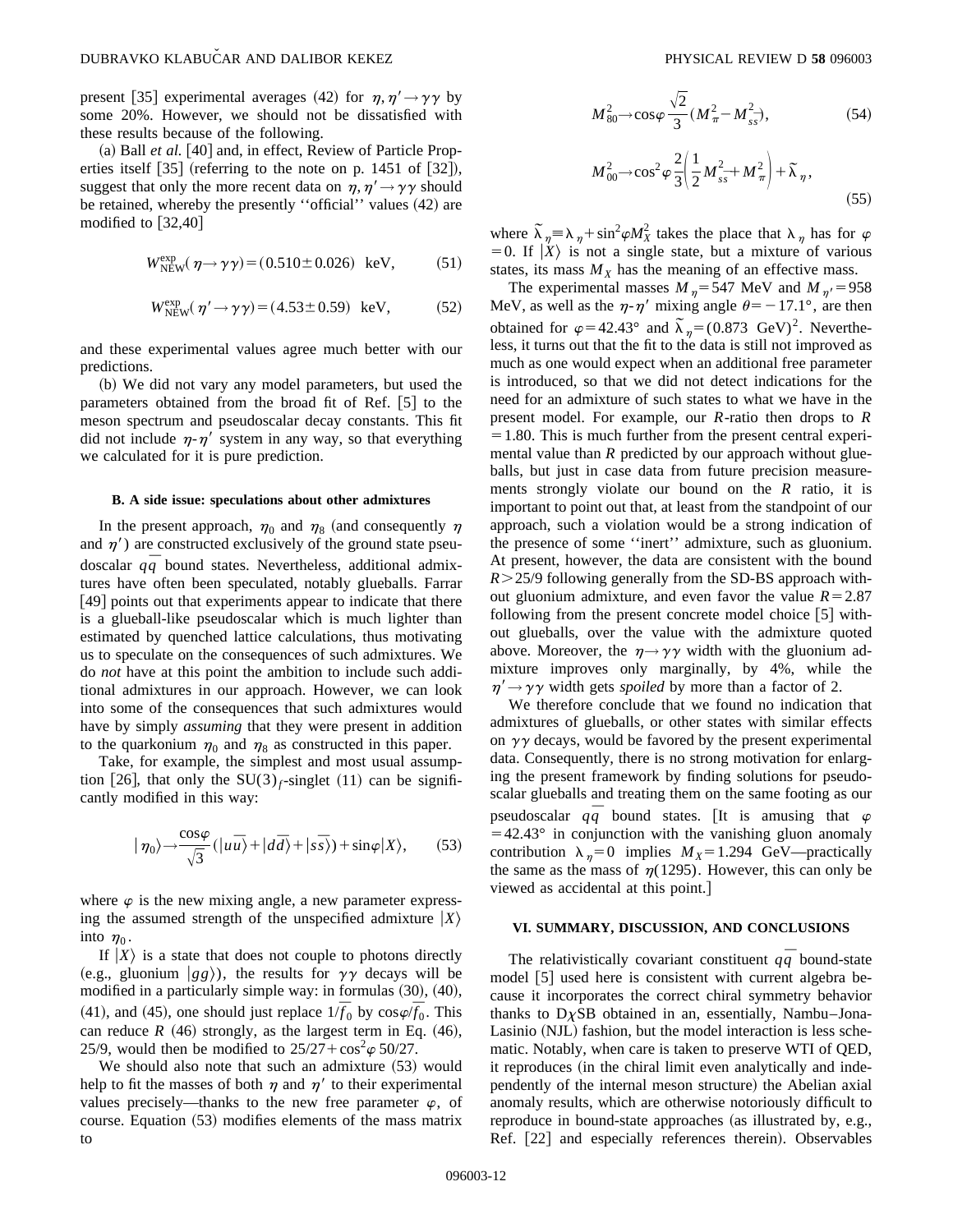present [35] experimental averages (42) for $\eta, \eta' \to \gamma\gamma$ by some 20%. However, we should not be dissatisfied with these results because of the following.

(a) Ball *et al.* [40] and, in effect, Review of Particle Properties itself [35] (referring to the note on p. 1451 of [32]), suggest that only the more recent data on $\eta, \eta' \to \gamma\gamma$ should be retained, whereby the presently ''official'' values (42) are modified to [32,40]

$$W_{\rm NEW}^{\rm exp}(\eta \to \gamma\gamma) = (0.510 \pm 0.026) \text{ keV}, \tag{51}$$

$$W_{\rm NEW}^{\rm exp}(\eta' \to \gamma\gamma) = (4.53 \pm 0.59) \text{ keV}, \tag{52}$$

and these experimental values agree much better with our predictions.

(b) We did not vary any model parameters, but used the parameters obtained from the broad fit of Ref. [5] to the meson spectrum and pseudoscalar decay constants. This fit did not include $\eta$-$\eta'$ system in any way, so that everything we calculated for it is pure prediction.

### B. A side issue: speculations about other admixtures

In the present approach, $\eta_0$ and $\eta_8$ (and consequently $\eta$ and $\eta'$) are constructed exclusively of the ground state pseudoscalar $q\bar{q}$ bound states. Nevertheless, additional admixtures have often been speculated, notably glueballs. Farrar [49] points out that experiments appear to indicate that there is a glueball-like pseudoscalar which is much lighter than estimated by quenched lattice calculations, thus motivating us to speculate on the consequences of such admixtures. We do *not* have at this point the ambition to include such additional admixtures in our approach. However, we can look into some of the consequences that such admixtures would have by simply *assuming* that they were present in addition to the quarkonium $\eta_0$ and $\eta_8$ as constructed in this paper.

Take, for example, the simplest and most usual assumption [26], that only the $SU(3)_f$-singlet (11) can be significantly modified in this way:

$$|\eta_0\rangle \to \frac{\cos\varphi}{\sqrt{3}}(|u\bar{u}\rangle + |d\bar{d}\rangle + |s\bar{s}\rangle) + \sin\varphi|X\rangle, \tag{53}$$

where $\varphi$ is the new mixing angle, a new parameter expressing the assumed strength of the unspecified admixture $|X\rangle$ into $\eta_0$.

If $|X\rangle$ is a state that does not couple to photons directly (e.g., gluonium $|gg\rangle$), the results for $\gamma\gamma$ decays will be modified in a particularly simple way: in formulas (30), (40), (41), and (45), one should just replace $1/f_0$ by $\cos\varphi/f_0$. This can reduce $R$ (46) strongly, as the largest term in Eq. (46), 25/9, would then be modified to $25/27 + \cos^2\varphi\, 50/27$.

We should also note that such an admixture (53) would help to fit the masses of both $\eta$ and $\eta'$ to their experimental values precisely—thanks to the new free parameter $\varphi$, of course. Equation (53) modifies elements of the mass matrix to

$$M_{80}^2 \to \cos\varphi \frac{\sqrt{2}}{3}(M_\pi^2 - M_{s\bar{s}}^2), \tag{54}$$

$$M_{00}^2 \to \cos^2\varphi \frac{2}{3}\left(\frac{1}{2}M_{s\bar{s}}^2 + M_\pi^2\right) + \tilde{\lambda}_\eta, \tag{55}$$

where $\tilde{\lambda}_\eta \equiv \lambda_\eta + \sin^2\varphi M_X^2$ takes the place that $\lambda_\eta$ has for $\varphi = 0$. If $|X\rangle$ is not a single state, but a mixture of various states, its mass $M_X$ has the meaning of an effective mass.

The experimental masses $M_\eta = 547$ MeV and $M_{\eta'} = 958$ MeV, as well as the $\eta$-$\eta'$ mixing angle $\theta = -17.1°$, are then obtained for $\varphi = 42.43°$ and $\tilde{\lambda}_\eta = (0.873 \text{ GeV})^2$. Nevertheless, it turns out that the fit to the data is still not improved as much as one would expect when an additional free parameter is introduced, so that we did not detect indications for the need for an admixture of such states to what we have in the present model. For example, our $R$-ratio then drops to $R = 1.80$. This is much further from the present central experimental value than $R$ predicted by our approach without glueballs, but just in case data from future precision measurements strongly violate our bound on the $R$ ratio, it is important to point out that, at least from the standpoint of our approach, such a violation would be a strong indication of the presence of some ''inert'' admixture, such as gluonium. At present, however, the data are consistent with the bound $R > 25/9$ following generally from the SD-BS approach without gluonium admixture, and even favor the value $R = 2.87$ following from the present concrete model choice [5] without glueballs, over the value with the admixture quoted above. Moreover, the $\eta \to \gamma\gamma$ width with the gluonium admixture improves only marginally, by 4%, while the $\eta' \to \gamma\gamma$ width gets *spoiled* by more than a factor of 2.

We therefore conclude that we found no indication that admixtures of glueballs, or other states with similar effects on $\gamma\gamma$ decays, would be favored by the present experimental data. Consequently, there is no strong motivation for enlarging the present framework by finding solutions for pseudoscalar glueballs and treating them on the same footing as our pseudoscalar $q\bar{q}$ bound states. [It is amusing that $\varphi = 42.43°$ in conjunction with the vanishing gluon anomaly contribution $\lambda_\eta = 0$ implies $M_X = 1.294$ GeV—practically the same as the mass of $\eta(1295)$. However, this can only be viewed as accidental at this point.]

## VI. SUMMARY, DISCUSSION, AND CONCLUSIONS

The relativistically covariant constituent $q\bar{q}$ bound-state model [5] used here is consistent with current algebra because it incorporates the correct chiral symmetry behavior thanks to D$\chi$SB obtained in an, essentially, Nambu–Jona-Lasinio (NJL) fashion, but the model interaction is less schematic. Notably, when care is taken to preserve WTI of QED, it reproduces (in the chiral limit even analytically and independently of the internal meson structure) the Abelian axial anomaly results, which are otherwise notoriously difficult to reproduce in bound-state approaches (as illustrated by, e.g., Ref. [22] and especially references therein). Observables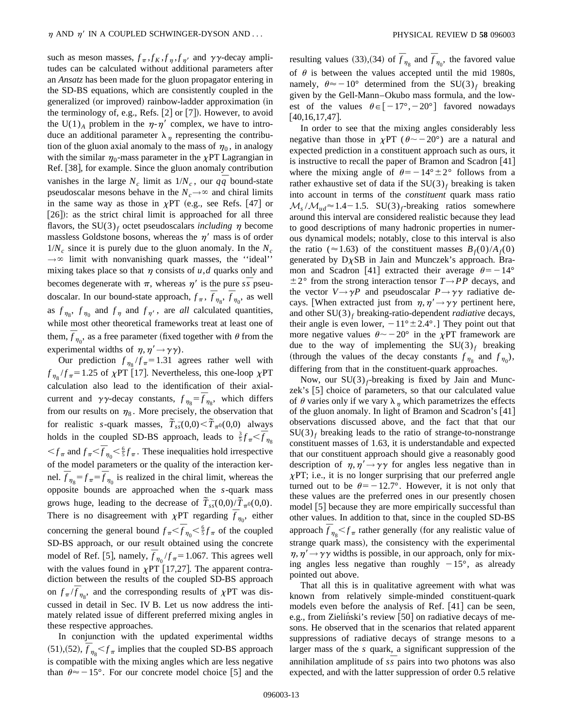such as meson masses, $f_\pi, f_K, f_\eta, f_{\eta'}$ and $\gamma\gamma$-decay amplitudes can be calculated without additional parameters after an *Ansatz* has been made for the gluon propagator entering in the SD-BS equations, which are consistently coupled in the generalized (or improved) rainbow-ladder approximation (in the terminology of, e.g., Refs. [2] or [7]). However, to avoid the $U(1)_A$ problem in the $\eta$-$\eta'$ complex, we have to introduce an additional parameter $\lambda_\eta$ representing the contribution of the gluon axial anomaly to the mass of $\eta_0$, in analogy with the similar $\eta_0$-mass parameter in the $\chi$PT Lagrangian in Ref. [38], for example. Since the gluon anomaly contribution vanishes in the large $N_c$ limit as $1/N_c$, our $q\bar{q}$ bound-state pseudoscalar mesons behave in the $N_c \to \infty$ and chiral limits in the same way as those in $\chi$PT (e.g., see Refs. [47] or [26]): as the strict chiral limit is approached for all three flavors, the $SU(3)_f$ octet pseudoscalars *including* $\eta$ become massless Goldstone bosons, whereas the $\eta'$ mass is of order $1/N_c$ since it is purely due to the gluon anomaly. In the $N_c \to \infty$ limit with nonvanishing quark masses, the ''ideal'' mixing takes place so that $\eta$ consists of $u,d$ quarks only and becomes degenerate with $\pi$, whereas $\eta'$ is the pure $s\bar{s}$ pseudoscalar. In our bound-state approach, $f_\pi$, $\overline{f}_{\eta_8}$, $\overline{f}_{\eta_0}$, as well as $f_{\eta_8}$, $f_{\eta_0}$ and $f_\eta$ and $f_{\eta'}$, are *all* calculated quantities, while most other theoretical frameworks treat at least one of them, $\overline{f}_{\eta_0}$, as a free parameter (fixed together with $\theta$ from the experimental widths of $\eta, \eta' \to \gamma\gamma$).

Our prediction $f_{\eta_8}/f_\pi = 1.31$ agrees rather well with $f_{\eta_8}/f_\pi = 1.25$ of $\chi$PT [17]. Nevertheless, this one-loop $\chi$PT calculation also lead to the identification of their axial-current and $\gamma\gamma$-decay constants, $f_{\eta_8} = \overline{f}_{\eta_8}$, which differs from our results on $\eta_8$. More precisely, the observation that for realistic $s$-quark masses, $\widetilde{T}_{s\bar{s}}(0,0) < \widetilde{T}_{\pi^0}(0,0)$ always holds in the coupled SD-BS approach, leads to $\frac{3}{5} f_\pi < \overline{f}_{\eta_8} < f_\pi$ and $f_\pi < \overline{f}_{\eta_0} < \frac{6}{5} f_\pi$. These inequalities hold irrespective of the model parameters or the quality of the interaction kernel. $\overline{f}_{\eta_8} = f_\pi = \overline{f}_{\eta_0}$ is realized in the chiral limit, whereas the opposite bounds are approached when the $s$-quark mass grows huge, leading to the decrease of $\widetilde{T}_{s\bar{s}}(0,0)/\widetilde{T}_{\pi^0}(0,0)$. There is no disagreement with $\chi$PT regarding $\overline{f}_{\eta_0}$, either concerning the general bound $f_\pi < \overline{f}_{\eta_0} < \frac{6}{5} f_\pi$ of the coupled SD-BS approach, or our result obtained using the concrete model of Ref. [5], namely, $\overline{f}_{\eta_0}/f_\pi = 1.067$. This agrees well with the values found in $\chi$PT [17,27]. The apparent contradiction between the results of the coupled SD-BS approach on $f_\pi/\overline{f}_{\eta_8}$, and the corresponding results of $\chi$PT was discussed in detail in Sec. IV B. Let us now address the intimately related issue of different preferred mixing angles in these respective approaches.

In conjunction with the updated experimental widths (51),(52), $\overline{f}_{\eta_8} < f_\pi$ implies that the coupled SD-BS approach is compatible with the mixing angles which are less negative than $\theta \approx -15°$. For our concrete model choice [5] and the resulting values (33),(34) of $\overline{f}_{\eta_8}$ and $\overline{f}_{\eta_0}$, the favored value of $\theta$ is between the values accepted until the mid 1980s, namely, $\theta \approx -10°$ determined from the $SU(3)_f$ breaking given by the Gell-Mann–Okubo mass formula, and the lowest of the values $\theta \in [-17°, -20°]$ favored nowadays [40,16,17,47].

In order to see that the mixing angles considerably less negative than those in $\chi$PT ($\theta \sim -20°$) are a natural and expected prediction in a constituent approach such as ours, it is instructive to recall the paper of Bramon and Scadron [41] where the mixing angle of $\theta = -14° \pm 2°$ follows from a rather exhaustive set of data if the $SU(3)_f$ breaking is taken into account in terms of the *constituent* quark mass ratio $\mathcal{M}_s/\mathcal{M}_{ud} \approx 1.4-1.5$. $SU(3)_f$-breaking ratios somewhere around this interval are considered realistic because they lead to good descriptions of many hadronic properties in numerous dynamical models; notably, close to this interval is also the ratio ($\approx 1.63$) of the constituent masses $B_f(0)/A_f(0)$ generated by D$\chi$SB in Jain and Munczek's approach. Bramon and Scadron [41] extracted their average $\theta = -14° \pm 2°$ from the strong interaction tensor $T \to PP$ decays, and the vector $V \to \gamma P$ and pseudoscalar $P \to \gamma\gamma$ radiative decays. [When extracted just from $\eta, \eta' \to \gamma\gamma$ pertinent here, and other $SU(3)_f$ breaking-ratio-dependent *radiative* decays, their angle is even lower, $-11° \pm 2.4°$.] They point out that more negative values $\theta \sim -20°$ in the $\chi$PT framework are due to the way of implementing the $SU(3)_f$ breaking (through the values of the decay constants $f_{\eta_8}$ and $f_{\eta_0}$), differing from that in the constituent-quark approaches.

Now, our $SU(3)_f$-breaking is fixed by Jain and Munczek's [5] choice of parameters, so that our calculated value of $\theta$ varies only if we vary $\lambda_\eta$ which parametrizes the effects of the gluon anomaly. In light of Bramon and Scadron's [41] observations discussed above, and the fact that that our $SU(3)_f$ breaking leads to the ratio of strange-to-nonstrange constituent masses of 1.63, it is understandable and expected that our constituent approach should give a reasonably good description of $\eta, \eta' \to \gamma\gamma$ for angles less negative than in $\chi$PT; i.e., it is no longer surprising that our preferred angle turned out to be $\theta = -12.7°$. However, it is not only that these values are the preferred ones in our presently chosen model [5] because they are more empirically successful than other values. In addition to that, since in the coupled SD-BS approach $\overline{f}_{\eta_8} < f_\pi$ rather generally (for any realistic value of strange quark mass), the consistency with the experimental $\eta, \eta' \to \gamma\gamma$ widths is possible, in our approach, only for mixing angles less negative than roughly $-15°$, as already pointed out above.

That all this is in qualitative agreement with what was known from relatively simple-minded constituent-quark models even before the analysis of Ref. [41] can be seen, e.g., from Zieliński's review [50] on radiative decays of mesons. He observed that in the scenarios that related apparent suppressions of radiative decays of strange mesons to a larger mass of the $s$ quark, a significant suppression of the annihilation amplitude of $s\bar{s}$ pairs into two photons was also expected, and with the latter suppression of order 0.5 relative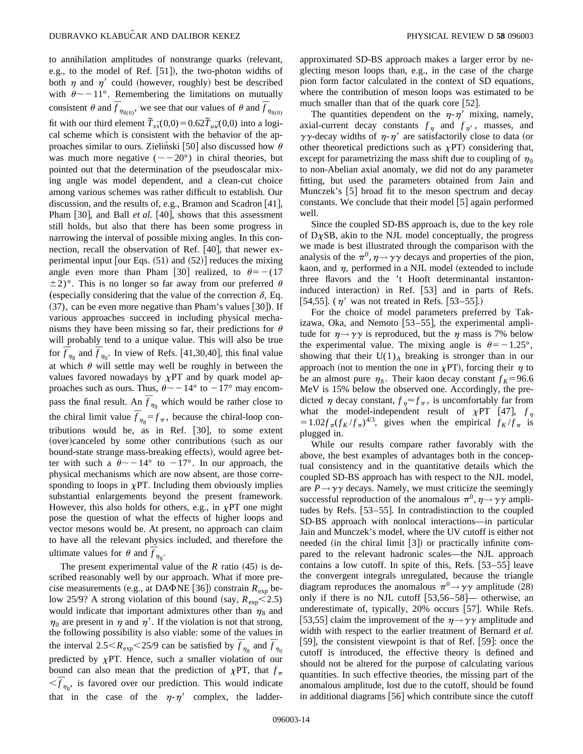to annihilation amplitudes of nonstrange quarks (relevant, e.g., to the model of Ref. [51]), the two-photon widths of both $\eta$ and $\eta'$ could (however, roughly) best be described with $\theta \sim -11°$. Remembering the limitations on mutually consistent $\theta$ and $\bar{f}_{\eta_{8(0)}}$, we see that our values of $\theta$ and $\bar{f}_{\eta_{8(0)}}$ fit with our third element $\tilde{T}_{s\bar{s}}(0,0)=0.62\tilde{T}_{u\bar{u}}(0,0)$ into a logical scheme which is consistent with the behavior of the approaches similar to ours. Zieliński [50] also discussed how $\theta$ was much more negative ($\sim -20°$) in chiral theories, but pointed out that the determination of the pseudoscalar mixing angle was model dependent, and a clean-cut choice among various schemes was rather difficult to establish. Our discussion, and the results of, e.g., Bramon and Scadron [41], Pham [30], and Ball *et al.* [40], shows that this assessment still holds, but also that there has been some progress in narrowing the interval of possible mixing angles. In this connection, recall the observation of Ref. [40], that newer experimental input [our Eqs. (51) and (52)] reduces the mixing angle even more than Pham [30] realized, to $\theta = -(17 \pm 2)°$. This is no longer so far away from our preferred $\theta$ (especially considering that the value of the correction $\delta$, Eq. (37), can be even more negative than Pham's values [30]). If various approaches succeed in including physical mechanisms they have been missing so far, their predictions for $\theta$ will probably tend to a unique value. This will also be true for $\bar{f}_{\eta_8}$ and $\bar{f}_{\eta_0}$. In view of Refs. [41,30,40], this final value at which $\theta$ will settle may well be roughly in between the values favored nowadays by $\chi$PT and by quark model approaches such as ours. Thus, $\theta \sim -14°$ to $-17°$ may encompass the final result. An $\bar{f}_{\eta_8}$ which would be rather close to the chiral limit value $\bar{f}_{\eta_8} = f_\pi$, because the chiral-loop contributions would be, as in Ref. [30], to some extent (over)canceled by some other contributions (such as our bound-state strange mass-breaking effects), would agree better with such a $\theta \sim -14°$ to $-17°$. In our approach, the physical mechanisms which are now absent, are those corresponding to loops in $\chi$PT. Including them obviously implies substantial enlargements beyond the present framework. However, this also holds for others, e.g., in $\chi$PT one might pose the question of what the effects of higher loops and vector mesons would be. At present, no approach can claim to have all the relevant physics included, and therefore the ultimate values for $\theta$ and $\bar{f}_{\eta_8}$.

The present experimental value of the $R$ ratio (45) is described reasonably well by our approach. What if more precise measurements (e.g., at DAΦNE [36]) constrain $R_{\rm exp}$ below 25/9? A strong violation of this bound (say, $R_{\rm exp} < 2.5$) would indicate that important admixtures other than $\eta_8$ and $\eta_0$ are present in $\eta$ and $\eta'$. If the violation is not that strong, the following possibility is also viable: some of the values in the interval $2.5 < R_{\rm exp} < 25/9$ can be satisfied by $\bar{f}_{\eta_8}$ and $\bar{f}_{\eta_0}$ predicted by $\chi$PT. Hence, such a smaller violation of our bound can also mean that the prediction of $\chi$PT, that $f_\pi < \bar{f}_{\eta_8}$, is favored over our prediction. This would indicate that in the case of the $\eta$-$\eta'$ complex, the ladder-approximated SD-BS approach makes a larger error by neglecting meson loops than, e.g., in the case of the charge pion form factor calculated in the context of SD equations, where the contribution of meson loops was estimated to be much smaller than that of the quark core [52].

The quantities dependent on the $\eta$-$\eta'$ mixing, namely, axial-current decay constants $f_\eta$ and $f_{\eta'}$, masses, and $\gamma\gamma$-decay widths of $\eta$-$\eta'$ are satisfactorily close to data (or other theoretical predictions such as $\chi$PT) considering that, except for parametrizing the mass shift due to coupling of $\eta_0$ to non-Abelian axial anomaly, we did not do any parameter fitting, but used the parameters obtained from Jain and Munczek's [5] broad fit to the meson spectrum and decay constants. We conclude that their model [5] again performed well.

Since the coupled SD-BS approach is, due to the key role of D$\chi$SB, akin to the NJL model conceptually, the progress we made is best illustrated through the comparison with the analysis of the $\pi^0, \eta \to \gamma\gamma$ decays and properties of the pion, kaon, and $\eta$, performed in a NJL model (extended to include three flavors and the 't Hooft determinantal instanton-induced interaction) in Ref. [53] and in parts of Refs. [54,55]. ($\eta'$ was not treated in Refs. [53–55].)

For the choice of model parameters preferred by Takizawa, Oka, and Nemoto [53–55], the experimental amplitude for $\eta \to \gamma\gamma$ is reproduced, but the $\eta$ mass is 7% below the experimental value. The mixing angle is $\theta = -1.25°$, showing that their $U(1)_A$ breaking is stronger than in our approach (not to mention the one in $\chi$PT), forcing their $\eta$ to be an almost pure $\eta_8$. Their kaon decay constant $f_K = 96.6$ MeV is 15% below the observed one. Accordingly, the predicted $\eta$ decay constant, $f_\eta \approx f_\pi$, is uncomfortably far from what the model-independent result of $\chi$PT [47], $f_\eta = 1.02 f_\pi (f_K/f_\pi)^{4/3}$, gives when the empirical $f_K/f_\pi$ is plugged in.

While our results compare rather favorably with the above, the best examples of advantages both in the conceptual consistency and in the quantitative details which the coupled SD-BS approach has with respect to the NJL model, are $P \to \gamma\gamma$ decays. Namely, we must criticize the seemingly successful reproduction of the anomalous $\pi^0, \eta \to \gamma\gamma$ amplitudes by Refs. [53–55]. In contradistinction to the coupled SD-BS approach with nonlocal interactions—in particular Jain and Munczek's model, where the UV cutoff is either not needed (in the chiral limit [3]) or practically infinite compared to the relevant hadronic scales—the NJL approach contains a low cutoff. In spite of this, Refs. [53–55] leave the convergent integrals unregulated, because the triangle diagram reproduces the anomalous $\pi^0 \to \gamma\gamma$ amplitude (28) only if there is no NJL cutoff [53,56–58]— otherwise, an underestimate of, typically, 20% occurs [57]. While Refs. [53,55] claim the improvement of the $\eta \to \gamma\gamma$ amplitude and width with respect to the earlier treatment of Bernard *et al.* [59], the consistent viewpoint is that of Ref. [59]: once the cutoff is introduced, the effective theory is defined and should not be altered for the purpose of calculating various quantities. In such effective theories, the missing part of the anomalous amplitude, lost due to the cutoff, should be found in additional diagrams [56] which contribute since the cutoff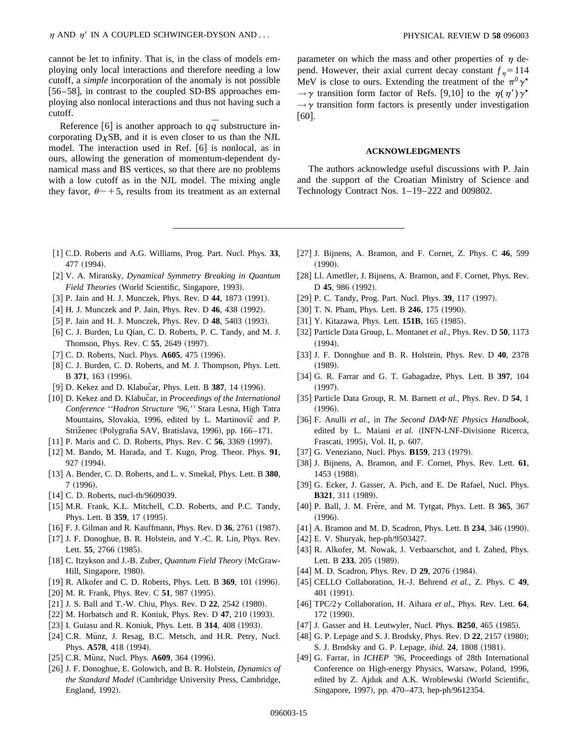cannot be let to infinity. That is, in the class of models employing only local interactions and therefore needing a low cutoff, a *simple* incorporation of the anomaly is not possible [56–58], in contrast to the coupled SD-BS approaches employing also nonlocal interactions and thus not having such a cutoff.

Reference [6] is another approach to $q\bar{q}$ substructure incorporating D$\chi$SB, and it is even closer to us than the NJL model. The interaction used in Ref. [6] is nonlocal, as in ours, allowing the generation of momentum-dependent dynamical mass and BS vertices, so that there are no problems with a low cutoff as in the NJL model. The mixing angle they favor, $\theta \sim +5$, results from its treatment as an external parameter on which the mass and other properties of $\eta$ depend. However, their axial current decay constant $f_\eta = 114$ MeV is close to ours. Extending the treatment of the $\pi^0\gamma^\star \to \gamma$ transition form factor of Refs. [9,10] to the $\eta(\eta')\gamma^\star \to \gamma$ transition form factors is presently under investigation [60].

## ACKNOWLEDGMENTS

The authors acknowledge useful discussions with P. Jain and the support of the Croatian Ministry of Science and Technology Contract Nos. 1–19–222 and 009802.

---

[1] C.D. Roberts and A.G. Williams, Prog. Part. Nucl. Phys. **33**, 477 (1994).

[2] V. A. Miransky, *Dynamical Symmetry Breaking in Quantum Field Theories* (World Scientific, Singapore, 1993).

[3] P. Jain and H. J. Munczek, Phys. Rev. D **44**, 1873 (1991).

[4] H. J. Munczek and P. Jain, Phys. Rev. D **46**, 438 (1992).

[5] P. Jain and H. J. Munczek, Phys. Rev. D **48**, 5403 (1993).

[6] C. J. Burden, Lu Qian, C. D. Roberts, P. C. Tandy, and M. J. Thomson, Phys. Rev. C **55**, 2649 (1997).

[7] C. D. Roberts, Nucl. Phys. **A605**, 475 (1996).

[8] C. J. Burden, C. D. Roberts, and M. J. Thompson, Phys. Lett. B **371**, 163 (1996).

[9] D. Kekez and D. Klabučar, Phys. Lett. B **387**, 14 (1996).

[10] D. Kekez and D. Klabučar, in *Proceedings of the International Conference ''Hadron Structure '96,''* Stara Lesna, High Tatra Mountains, Slovakia, 1996, edited by L. Martinovič and P. Střiženec (Polygrafia SAV, Bratislava, 1996), pp. 166–171.

[11] P. Maris and C. D. Roberts, Phys. Rev. C **56**, 3369 (1997).

[12] M. Bando, M. Harada, and T. Kugo, Prog. Theor. Phys. **91**, 927 (1994).

[13] A. Bender, C. D. Roberts, and L. v. Smekal, Phys. Lett. B **380**, 7 (1996).

[14] C. D. Roberts, nucl-th/9609039.

[15] M.R. Frank, K.L. Mitchell, C.D. Roberts, and P.C. Tandy, Phys. Lett. B **359**, 17 (1995).

[16] F. J. Gilman and R. Kauffmann, Phys. Rev. D **36**, 2761 (1987).

[17] J. F. Donoghue, B. R. Holstein, and Y.-C. R. Lin, Phys. Rev. Lett. **55**, 2766 (1985).

[18] C. Itzykson and J.-B. Zuber, *Quantum Field Theory* (McGraw-Hill, Singapore, 1980).

[19] R. Alkofer and C. D. Roberts, Phys. Lett. B **369**, 101 (1996).

[20] M. R. Frank, Phys. Rev. C **51**, 987 (1995).

[21] J. S. Ball and T.-W. Chiu, Phys. Rev. D **22**, 2542 (1980).

[22] M. Horbatsch and R. Koniuk, Phys. Rev. D **47**, 210 (1993).

[23] I. Guiasu and R. Koniuk, Phys. Lett. B **314**, 408 (1993).

[24] C.R. Münz, J. Resag, B.C. Metsch, and H.R. Petry, Nucl. Phys. **A578**, 418 (1994).

[25] C.R. Münz, Nucl. Phys. **A609**, 364 (1996).

[26] J. F. Donoghue, E. Golowich, and B. R. Holstein, *Dynamics of the Standard Model* (Cambridge University Press, Cambridge, England, 1992).

[27] J. Bijnens, A. Bramon, and F. Cornet, Z. Phys. C **46**, 599 (1990).

[28] Ll. Ametller, J. Bijnens, A. Bramon, and F. Cornet, Phys. Rev. D **45**, 986 (1992).

[29] P. C. Tandy, Prog. Part. Nucl. Phys. **39**, 117 (1997).

[30] T. N. Pham, Phys. Lett. B **246**, 175 (1990).

[31] Y. Kitazawa, Phys. Lett. **151B**, 165 (1985).

[32] Particle Data Group, L. Montanet *et al.*, Phys. Rev. D **50**, 1173 (1994).

[33] J. F. Donoghue and B. R. Holstein, Phys. Rev. D **40**, 2378 (1989).

[34] G. R. Farrar and G. T. Gabagadze, Phys. Lett. B **397**, 104 (1997).

[35] Particle Data Group, R. M. Barnett *et al.*, Phys. Rev. D **54**, 1 (1996).

[36] F. Anulli *et al.*, in *The Second DAΦNE Physics Handbook*, edited by L. Maiani *et al.* (INFN-LNF-Divisione Ricerca, Frascati, 1995), Vol. II, p. 607.

[37] G. Veneziano, Nucl. Phys. **B159**, 213 (1979).

[38] J. Bijnens, A. Bramon, and F. Cornet, Phys. Rev. Lett. **61**, 1453 (1988).

[39] G. Ecker, J. Gasser, A. Pich, and E. De Rafael, Nucl. Phys. **B321**, 311 (1989).

[40] P. Ball, J. M. Frère, and M. Tytgat, Phys. Lett. B **365**, 367 (1996).

[41] A. Bramon and M. D. Scadron, Phys. Lett. B **234**, 346 (1990).

[42] E. V. Shuryak, hep-ph/9503427.

[43] R. Alkofer, M. Nowak, J. Verbaarschot, and I. Zahed, Phys. Lett. B **233**, 205 (1989).

[44] M. D. Scadron, Phys. Rev. D **29**, 2076 (1984).

[45] CELLO Collaboration, H.-J. Behrend *et al.*, Z. Phys. C **49**, 401 (1991).

[46] TPC/2$\gamma$ Collaboration, H. Aihara *et al.*, Phys. Rev. Lett. **64**, 172 (1990).

[47] J. Gasser and H. Leutwyler, Nucl. Phys. **B250**, 465 (1985).

[48] G. P. Lepage and S. J. Brodsky, Phys. Rev. D **22**, 2157 (1980); S. J. Brodsky and G. P. Lepage, *ibid.* **24**, 1808 (1981).

[49] G. Farrar, in *ICHEP '96*, Proceedings of 28th International Conference on High-energy Physics, Warsaw, Poland, 1996, edited by Z. Ajduk and A.K. Wroblewski (World Scientific, Singapore, 1997), pp. 470–473, hep-ph/9612354.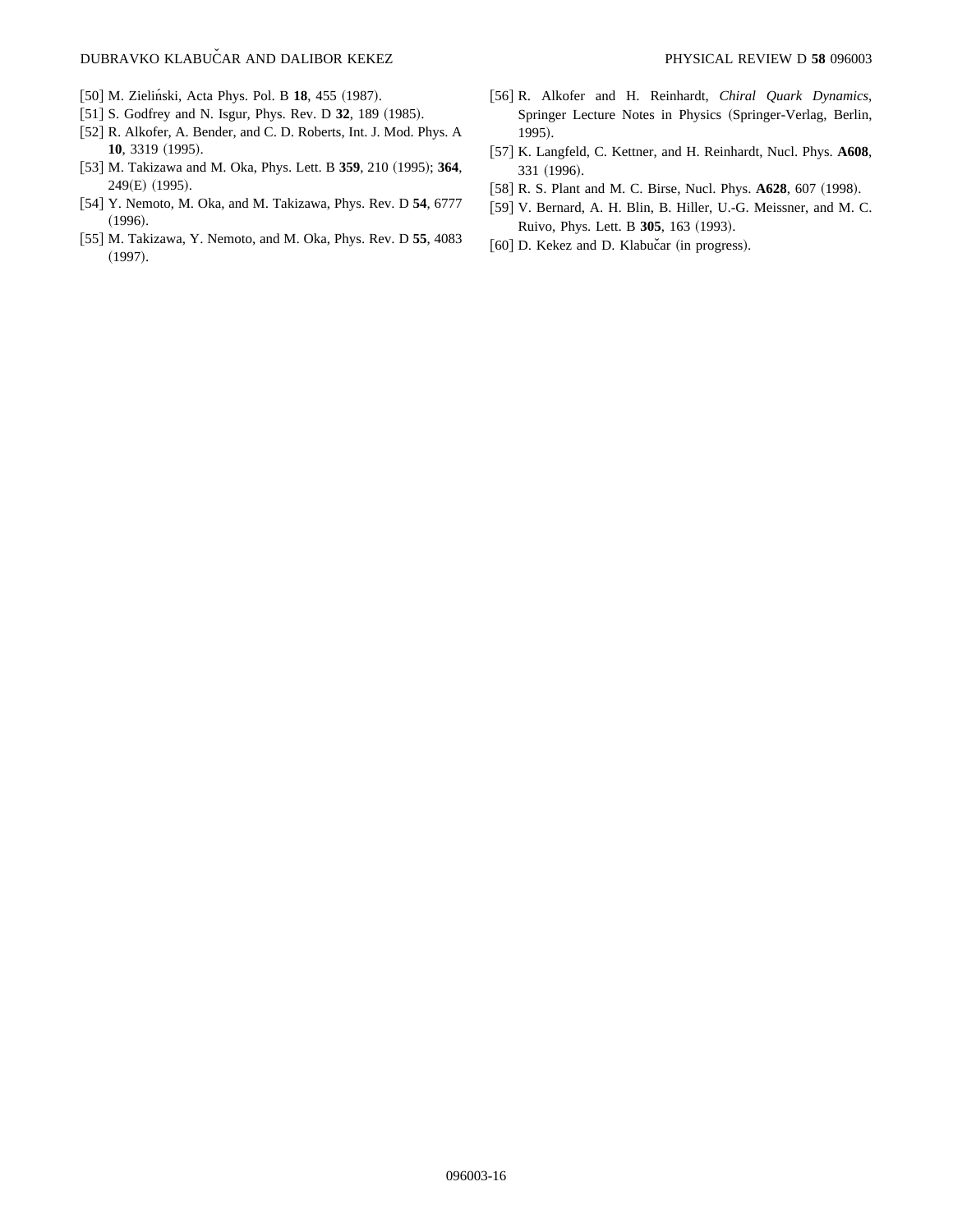[50] M. Zieliński, Acta Phys. Pol. B **18**, 455 (1987).

[51] S. Godfrey and N. Isgur, Phys. Rev. D **32**, 189 (1985).

[52] R. Alkofer, A. Bender, and C. D. Roberts, Int. J. Mod. Phys. A **10**, 3319 (1995).

[53] M. Takizawa and M. Oka, Phys. Lett. B **359**, 210 (1995); **364**, 249(E) (1995).

[54] Y. Nemoto, M. Oka, and M. Takizawa, Phys. Rev. D **54**, 6777 (1996).

[55] M. Takizawa, Y. Nemoto, and M. Oka, Phys. Rev. D **55**, 4083 (1997).

[56] R. Alkofer and H. Reinhardt, *Chiral Quark Dynamics*, Springer Lecture Notes in Physics (Springer-Verlag, Berlin, 1995).

[57] K. Langfeld, C. Kettner, and H. Reinhardt, Nucl. Phys. **A608**, 331 (1996).

[58] R. S. Plant and M. C. Birse, Nucl. Phys. **A628**, 607 (1998).

[59] V. Bernard, A. H. Blin, B. Hiller, U.-G. Meissner, and M. C. Ruivo, Phys. Lett. B **305**, 163 (1993).

[60] D. Kekez and D. Klabučar (in progress).